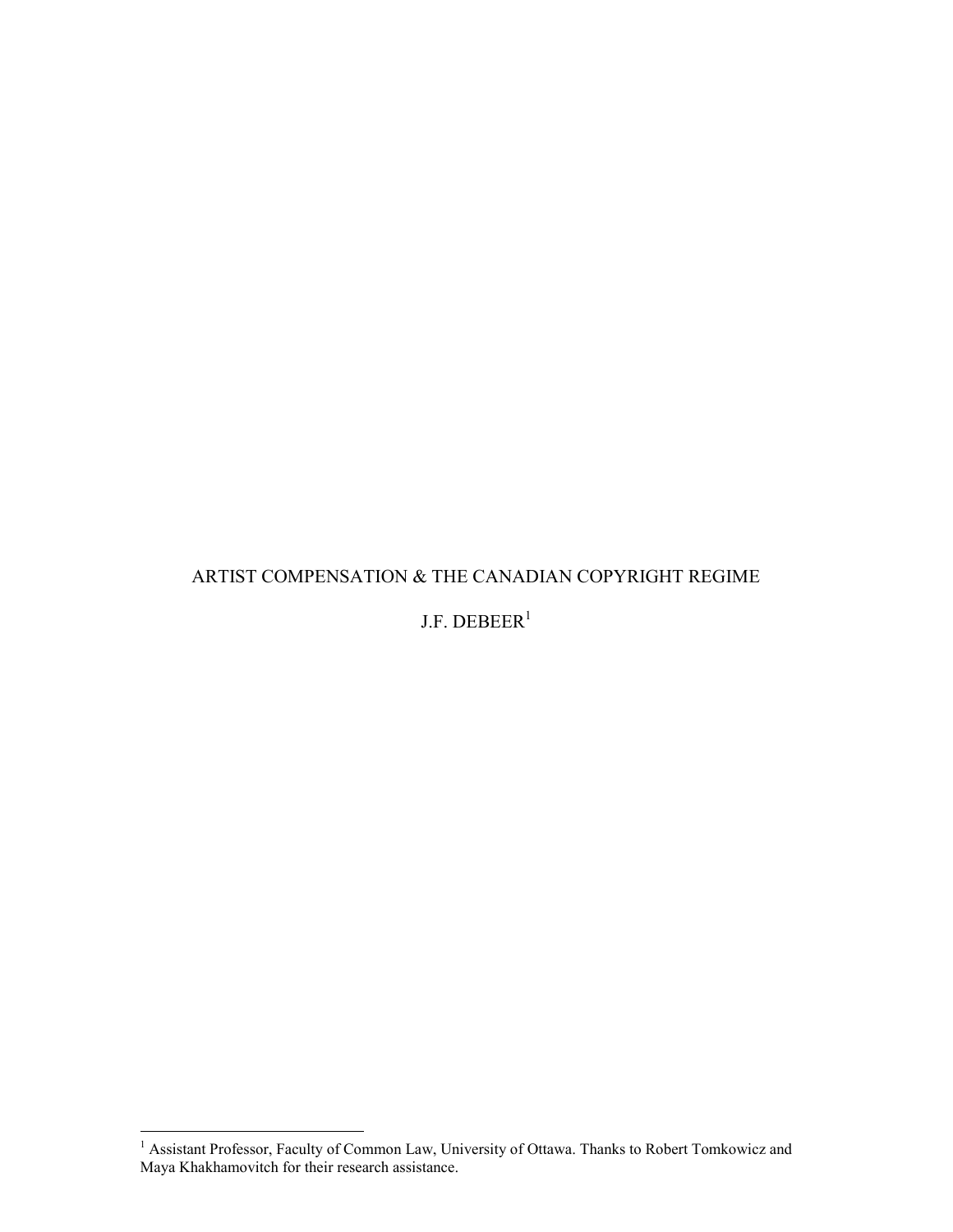# ARTIST COMPENSATION & THE CANADIAN COPYRIGHT REGIME

J.F. DEBEER[1]

[1] Assistant Professor, Faculty of Common Law, University of Ottawa. Thanks to Robert Tomkowicz and Maya Khakhamovitch for their research assistance.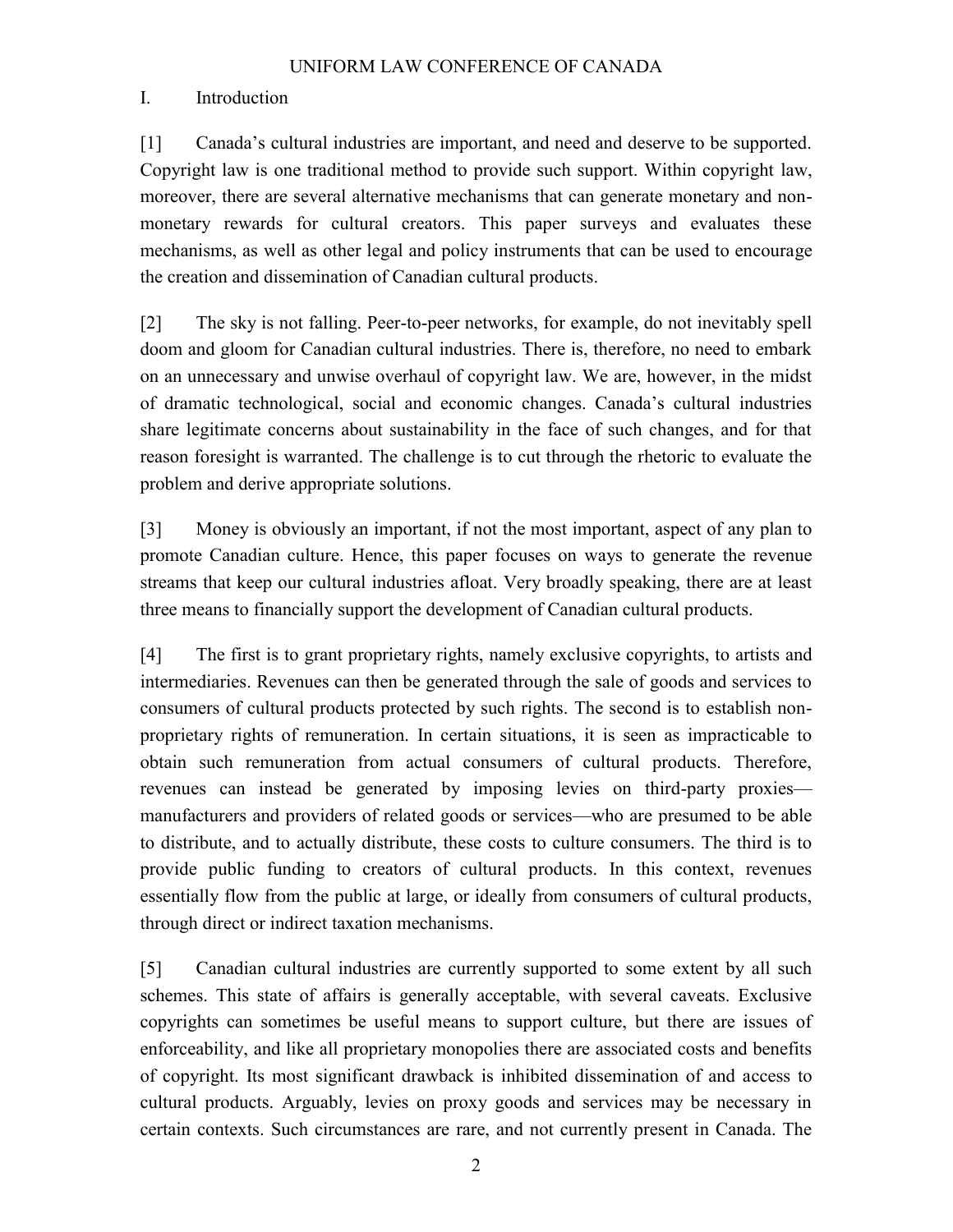## I. Introduction

[1] Canada's cultural industries are important, and need and deserve to be supported. Copyright law is one traditional method to provide such support. Within copyright law, moreover, there are several alternative mechanisms that can generate monetary and non-monetary rewards for cultural creators. This paper surveys and evaluates these mechanisms, as well as other legal and policy instruments that can be used to encourage the creation and dissemination of Canadian cultural products.

[2] The sky is not falling. Peer-to-peer networks, for example, do not inevitably spell doom and gloom for Canadian cultural industries. There is, therefore, no need to embark on an unnecessary and unwise overhaul of copyright law. We are, however, in the midst of dramatic technological, social and economic changes. Canada's cultural industries share legitimate concerns about sustainability in the face of such changes, and for that reason foresight is warranted. The challenge is to cut through the rhetoric to evaluate the problem and derive appropriate solutions.

[3] Money is obviously an important, if not the most important, aspect of any plan to promote Canadian culture. Hence, this paper focuses on ways to generate the revenue streams that keep our cultural industries afloat. Very broadly speaking, there are at least three means to financially support the development of Canadian cultural products.

[4] The first is to grant proprietary rights, namely exclusive copyrights, to artists and intermediaries. Revenues can then be generated through the sale of goods and services to consumers of cultural products protected by such rights. The second is to establish non-proprietary rights of remuneration. In certain situations, it is seen as impracticable to obtain such remuneration from actual consumers of cultural products. Therefore, revenues can instead be generated by imposing levies on third-party proxies—manufacturers and providers of related goods or services—who are presumed to be able to distribute, and to actually distribute, these costs to culture consumers. The third is to provide public funding to creators of cultural products. In this context, revenues essentially flow from the public at large, or ideally from consumers of cultural products, through direct or indirect taxation mechanisms.

[5] Canadian cultural industries are currently supported to some extent by all such schemes. This state of affairs is generally acceptable, with several caveats. Exclusive copyrights can sometimes be useful means to support culture, but there are issues of enforceability, and like all proprietary monopolies there are associated costs and benefits of copyright. Its most significant drawback is inhibited dissemination of and access to cultural products. Arguably, levies on proxy goods and services may be necessary in certain contexts. Such circumstances are rare, and not currently present in Canada. The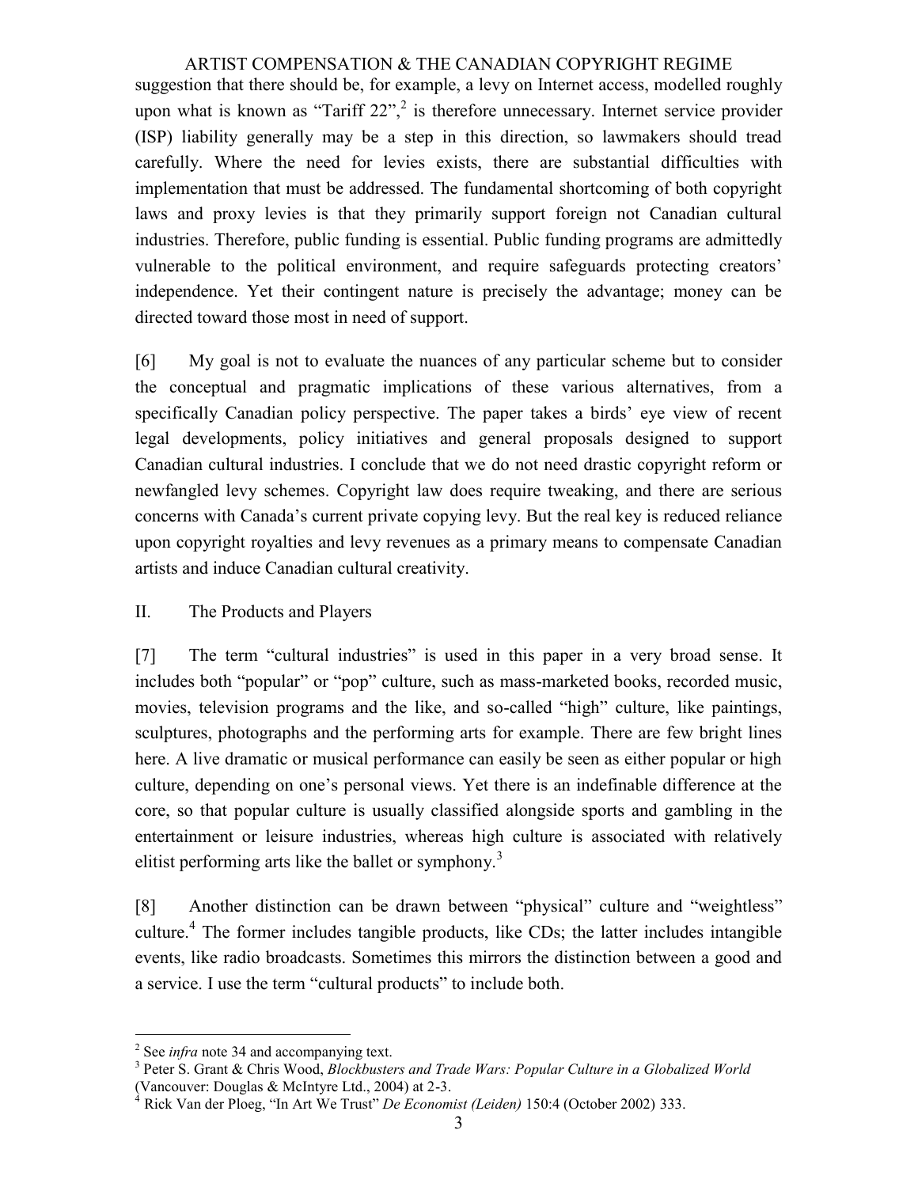suggestion that there should be, for example, a levy on Internet access, modelled roughly upon what is known as "Tariff 22",[2] is therefore unnecessary. Internet service provider (ISP) liability generally may be a step in this direction, so lawmakers should tread carefully. Where the need for levies exists, there are substantial difficulties with implementation that must be addressed. The fundamental shortcoming of both copyright laws and proxy levies is that they primarily support foreign not Canadian cultural industries. Therefore, public funding is essential. Public funding programs are admittedly vulnerable to the political environment, and require safeguards protecting creators' independence. Yet their contingent nature is precisely the advantage; money can be directed toward those most in need of support.

[6] My goal is not to evaluate the nuances of any particular scheme but to consider the conceptual and pragmatic implications of these various alternatives, from a specifically Canadian policy perspective. The paper takes a birds' eye view of recent legal developments, policy initiatives and general proposals designed to support Canadian cultural industries. I conclude that we do not need drastic copyright reform or newfangled levy schemes. Copyright law does require tweaking, and there are serious concerns with Canada's current private copying levy. But the real key is reduced reliance upon copyright royalties and levy revenues as a primary means to compensate Canadian artists and induce Canadian cultural creativity.

## II. The Products and Players

[7] The term "cultural industries" is used in this paper in a very broad sense. It includes both "popular" or "pop" culture, such as mass-marketed books, recorded music, movies, television programs and the like, and so-called "high" culture, like paintings, sculptures, photographs and the performing arts for example. There are few bright lines here. A live dramatic or musical performance can easily be seen as either popular or high culture, depending on one's personal views. Yet there is an indefinable difference at the core, so that popular culture is usually classified alongside sports and gambling in the entertainment or leisure industries, whereas high culture is associated with relatively elitist performing arts like the ballet or symphony.[3]

[8] Another distinction can be drawn between "physical" culture and "weightless" culture.[4] The former includes tangible products, like CDs; the latter includes intangible events, like radio broadcasts. Sometimes this mirrors the distinction between a good and a service. I use the term "cultural products" to include both.

---

[2] See *infra* note 34 and accompanying text.

[3] Peter S. Grant & Chris Wood, *Blockbusters and Trade Wars: Popular Culture in a Globalized World* (Vancouver: Douglas & McIntyre Ltd., 2004) at 2-3.

[4] Rick Van der Ploeg, "In Art We Trust" *De Economist (Leiden)* 150:4 (October 2002) 333.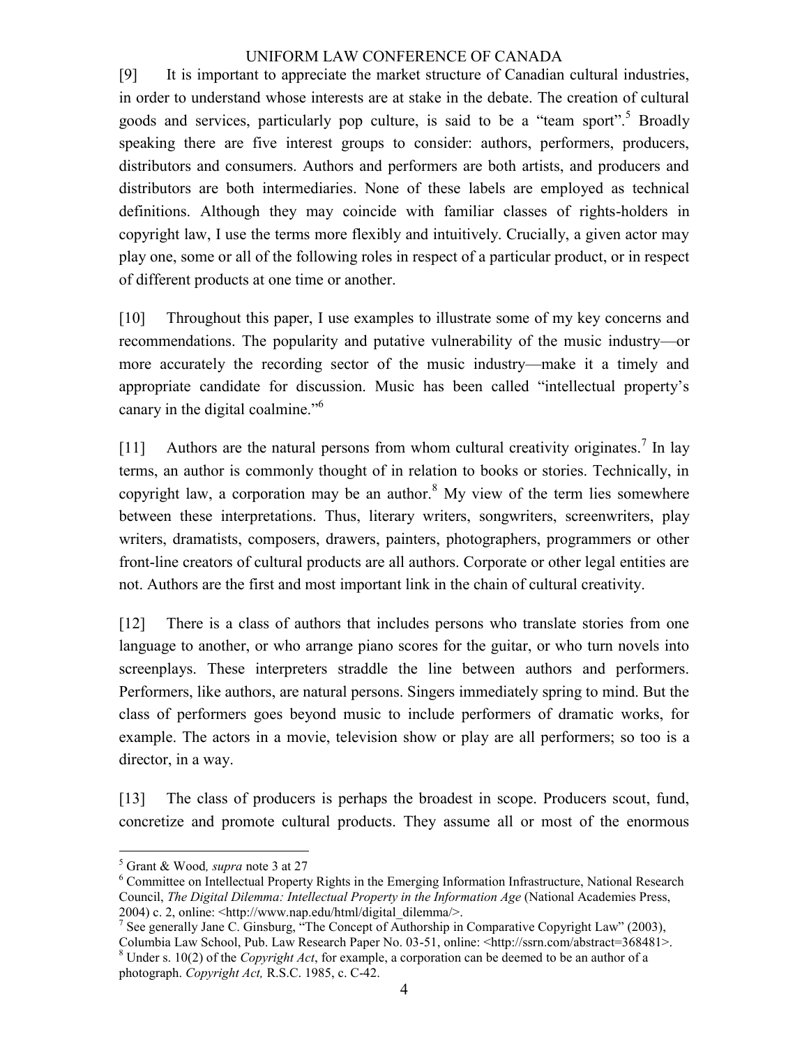[9] It is important to appreciate the market structure of Canadian cultural industries, in order to understand whose interests are at stake in the debate. The creation of cultural goods and services, particularly pop culture, is said to be a "team sport".[5] Broadly speaking there are five interest groups to consider: authors, performers, producers, distributors and consumers. Authors and performers are both artists, and producers and distributors are both intermediaries. None of these labels are employed as technical definitions. Although they may coincide with familiar classes of rights-holders in copyright law, I use the terms more flexibly and intuitively. Crucially, a given actor may play one, some or all of the following roles in respect of a particular product, or in respect of different products at one time or another.

[10] Throughout this paper, I use examples to illustrate some of my key concerns and recommendations. The popularity and putative vulnerability of the music industry—or more accurately the recording sector of the music industry—make it a timely and appropriate candidate for discussion. Music has been called "intellectual property's canary in the digital coalmine."[6]

[11] Authors are the natural persons from whom cultural creativity originates.[7] In lay terms, an author is commonly thought of in relation to books or stories. Technically, in copyright law, a corporation may be an author.[8] My view of the term lies somewhere between these interpretations. Thus, literary writers, songwriters, screenwriters, play writers, dramatists, composers, drawers, painters, photographers, programmers or other front-line creators of cultural products are all authors. Corporate or other legal entities are not. Authors are the first and most important link in the chain of cultural creativity.

[12] There is a class of authors that includes persons who translate stories from one language to another, or who arrange piano scores for the guitar, or who turn novels into screenplays. These interpreters straddle the line between authors and performers. Performers, like authors, are natural persons. Singers immediately spring to mind. But the class of performers goes beyond music to include performers of dramatic works, for example. The actors in a movie, television show or play are all performers; so too is a director, in a way.

[13] The class of producers is perhaps the broadest in scope. Producers scout, fund, concretize and promote cultural products. They assume all or most of the enormous

---

[5] Grant & Wood, *supra* note 3 at 27

[6] Committee on Intellectual Property Rights in the Emerging Information Infrastructure, National Research Council, *The Digital Dilemma: Intellectual Property in the Information Age* (National Academies Press, 2004) c. 2, online: <http://www.nap.edu/html/digital_dilemma/>.

[7] See generally Jane C. Ginsburg, "The Concept of Authorship in Comparative Copyright Law" (2003), Columbia Law School, Pub. Law Research Paper No. 03-51, online: <http://ssrn.com/abstract=368481>.

[8] Under s. 10(2) of the *Copyright Act*, for example, a corporation can be deemed to be an author of a photograph. *Copyright Act,* R.S.C. 1985, c. C-42.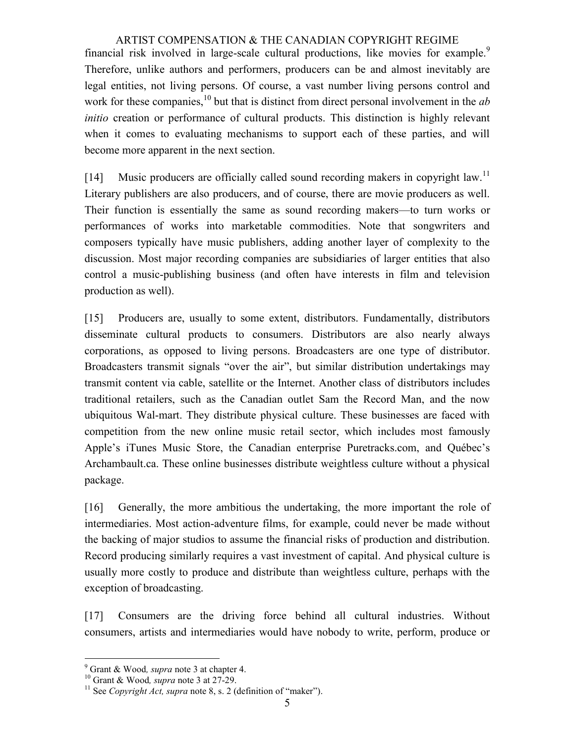financial risk involved in large-scale cultural productions, like movies for example.[9] Therefore, unlike authors and performers, producers can be and almost inevitably are legal entities, not living persons. Of course, a vast number living persons control and work for these companies,[10] but that is distinct from direct personal involvement in the *ab initio* creation or performance of cultural products. This distinction is highly relevant when it comes to evaluating mechanisms to support each of these parties, and will become more apparent in the next section.

[14] Music producers are officially called sound recording makers in copyright law.[11] Literary publishers are also producers, and of course, there are movie producers as well. Their function is essentially the same as sound recording makers—to turn works or performances of works into marketable commodities. Note that songwriters and composers typically have music publishers, adding another layer of complexity to the discussion. Most major recording companies are subsidiaries of larger entities that also control a music-publishing business (and often have interests in film and television production as well).

[15] Producers are, usually to some extent, distributors. Fundamentally, distributors disseminate cultural products to consumers. Distributors are also nearly always corporations, as opposed to living persons. Broadcasters are one type of distributor. Broadcasters transmit signals "over the air", but similar distribution undertakings may transmit content via cable, satellite or the Internet. Another class of distributors includes traditional retailers, such as the Canadian outlet Sam the Record Man, and the now ubiquitous Wal-mart. They distribute physical culture. These businesses are faced with competition from the new online music retail sector, which includes most famously Apple's iTunes Music Store, the Canadian enterprise Puretracks.com, and Québec's Archambault.ca. These online businesses distribute weightless culture without a physical package.

[16] Generally, the more ambitious the undertaking, the more important the role of intermediaries. Most action-adventure films, for example, could never be made without the backing of major studios to assume the financial risks of production and distribution. Record producing similarly requires a vast investment of capital. And physical culture is usually more costly to produce and distribute than weightless culture, perhaps with the exception of broadcasting.

[17] Consumers are the driving force behind all cultural industries. Without consumers, artists and intermediaries would have nobody to write, perform, produce or

[9] Grant & Wood, *supra* note 3 at chapter 4.

[10] Grant & Wood, *supra* note 3 at 27-29.

[11] See *Copyright Act, supra* note 8, s. 2 (definition of "maker").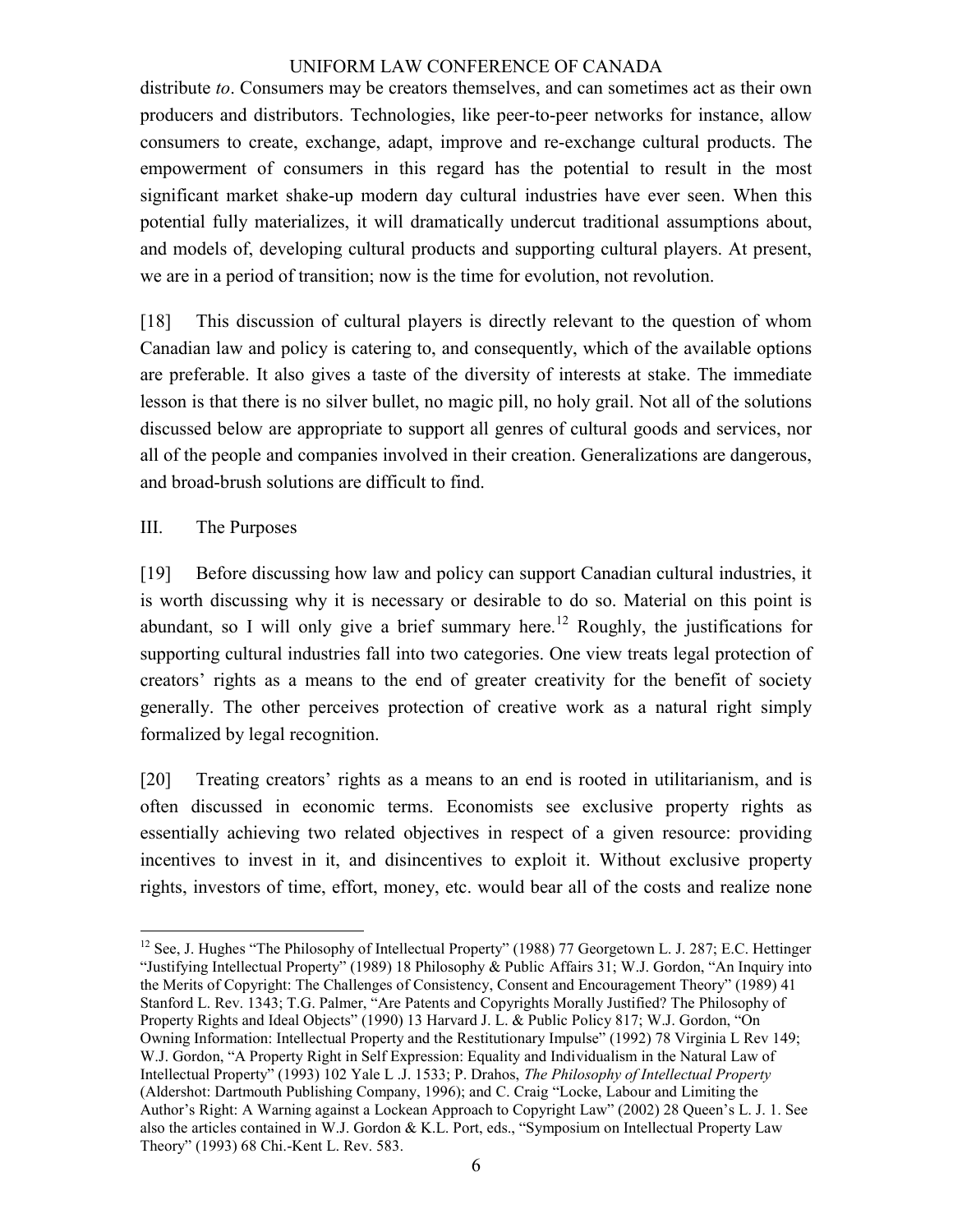distribute *to*. Consumers may be creators themselves, and can sometimes act as their own producers and distributors. Technologies, like peer-to-peer networks for instance, allow consumers to create, exchange, adapt, improve and re-exchange cultural products. The empowerment of consumers in this regard has the potential to result in the most significant market shake-up modern day cultural industries have ever seen. When this potential fully materializes, it will dramatically undercut traditional assumptions about, and models of, developing cultural products and supporting cultural players. At present, we are in a period of transition; now is the time for evolution, not revolution.

[18] This discussion of cultural players is directly relevant to the question of whom Canadian law and policy is catering to, and consequently, which of the available options are preferable. It also gives a taste of the diversity of interests at stake. The immediate lesson is that there is no silver bullet, no magic pill, no holy grail. Not all of the solutions discussed below are appropriate to support all genres of cultural goods and services, nor all of the people and companies involved in their creation. Generalizations are dangerous, and broad-brush solutions are difficult to find.

## III. The Purposes

[19] Before discussing how law and policy can support Canadian cultural industries, it is worth discussing why it is necessary or desirable to do so. Material on this point is abundant, so I will only give a brief summary here.[12] Roughly, the justifications for supporting cultural industries fall into two categories. One view treats legal protection of creators' rights as a means to the end of greater creativity for the benefit of society generally. The other perceives protection of creative work as a natural right simply formalized by legal recognition.

[20] Treating creators' rights as a means to an end is rooted in utilitarianism, and is often discussed in economic terms. Economists see exclusive property rights as essentially achieving two related objectives in respect of a given resource: providing incentives to invest in it, and disincentives to exploit it. Without exclusive property rights, investors of time, effort, money, etc. would bear all of the costs and realize none

---

[12] See, J. Hughes "The Philosophy of Intellectual Property" (1988) 77 Georgetown L. J. 287; E.C. Hettinger "Justifying Intellectual Property" (1989) 18 Philosophy & Public Affairs 31; W.J. Gordon, "An Inquiry into the Merits of Copyright: The Challenges of Consistency, Consent and Encouragement Theory" (1989) 41 Stanford L. Rev. 1343; T.G. Palmer, "Are Patents and Copyrights Morally Justified? The Philosophy of Property Rights and Ideal Objects" (1990) 13 Harvard J. L. & Public Policy 817; W.J. Gordon, "On Owning Information: Intellectual Property and the Restitutionary Impulse" (1992) 78 Virginia L Rev 149; W.J. Gordon, "A Property Right in Self Expression: Equality and Individualism in the Natural Law of Intellectual Property" (1993) 102 Yale L .J. 1533; P. Drahos, *The Philosophy of Intellectual Property* (Aldershot: Dartmouth Publishing Company, 1996); and C. Craig "Locke, Labour and Limiting the Author's Right: A Warning against a Lockean Approach to Copyright Law" (2002) 28 Queen's L. J. 1. See also the articles contained in W.J. Gordon & K.L. Port, eds., "Symposium on Intellectual Property Law Theory" (1993) 68 Chi.-Kent L. Rev. 583.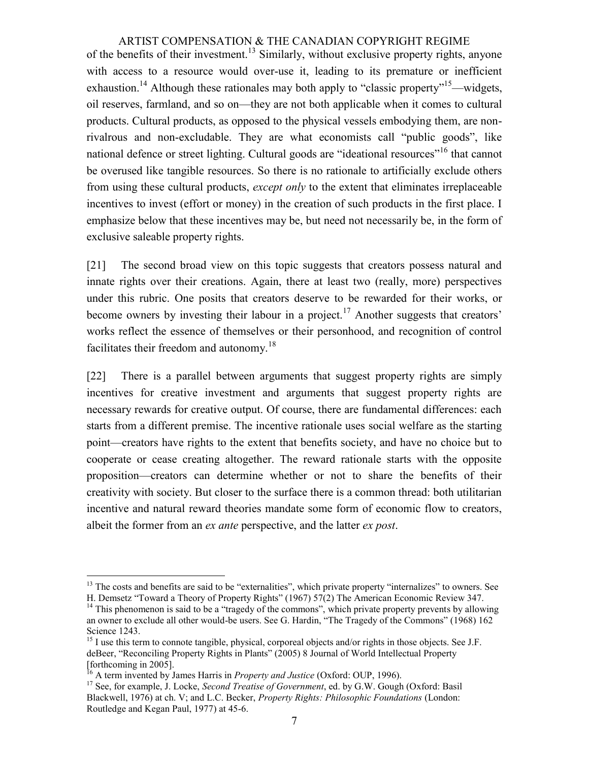of the benefits of their investment.[13] Similarly, without exclusive property rights, anyone with access to a resource would over-use it, leading to its premature or inefficient exhaustion.[14] Although these rationales may both apply to "classic property"[15]—widgets, oil reserves, farmland, and so on—they are not both applicable when it comes to cultural products. Cultural products, as opposed to the physical vessels embodying them, are non-rivalrous and non-excludable. They are what economists call "public goods", like national defence or street lighting. Cultural goods are "ideational resources"[16] that cannot be overused like tangible resources. So there is no rationale to artificially exclude others from using these cultural products, *except only* to the extent that eliminates irreplaceable incentives to invest (effort or money) in the creation of such products in the first place. I emphasize below that these incentives may be, but need not necessarily be, in the form of exclusive saleable property rights.

[21] The second broad view on this topic suggests that creators possess natural and innate rights over their creations. Again, there at least two (really, more) perspectives under this rubric. One posits that creators deserve to be rewarded for their works, or become owners by investing their labour in a project.[17] Another suggests that creators' works reflect the essence of themselves or their personhood, and recognition of control facilitates their freedom and autonomy.[18]

[22] There is a parallel between arguments that suggest property rights are simply incentives for creative investment and arguments that suggest property rights are necessary rewards for creative output. Of course, there are fundamental differences: each starts from a different premise. The incentive rationale uses social welfare as the starting point—creators have rights to the extent that benefits society, and have no choice but to cooperate or cease creating altogether. The reward rationale starts with the opposite proposition—creators can determine whether or not to share the benefits of their creativity with society. But closer to the surface there is a common thread: both utilitarian incentive and natural reward theories mandate some form of economic flow to creators, albeit the former from an *ex ante* perspective, and the latter *ex post*.

---

[13] The costs and benefits are said to be "externalities", which private property "internalizes" to owners. See H. Demsetz "Toward a Theory of Property Rights" (1967) 57(2) The American Economic Review 347.

[14] This phenomenon is said to be a "tragedy of the commons", which private property prevents by allowing an owner to exclude all other would-be users. See G. Hardin, "The Tragedy of the Commons" (1968) 162 Science 1243.

[15] I use this term to connote tangible, physical, corporeal objects and/or rights in those objects. See J.F. deBeer, "Reconciling Property Rights in Plants" (2005) 8 Journal of World Intellectual Property [forthcoming in 2005].

[16] A term invented by James Harris in *Property and Justice* (Oxford: OUP, 1996).

[17] See, for example, J. Locke, *Second Treatise of Government*, ed. by G.W. Gough (Oxford: Basil Blackwell, 1976) at ch. V; and L.C. Becker, *Property Rights: Philosophic Foundations* (London: Routledge and Kegan Paul, 1977) at 45-6.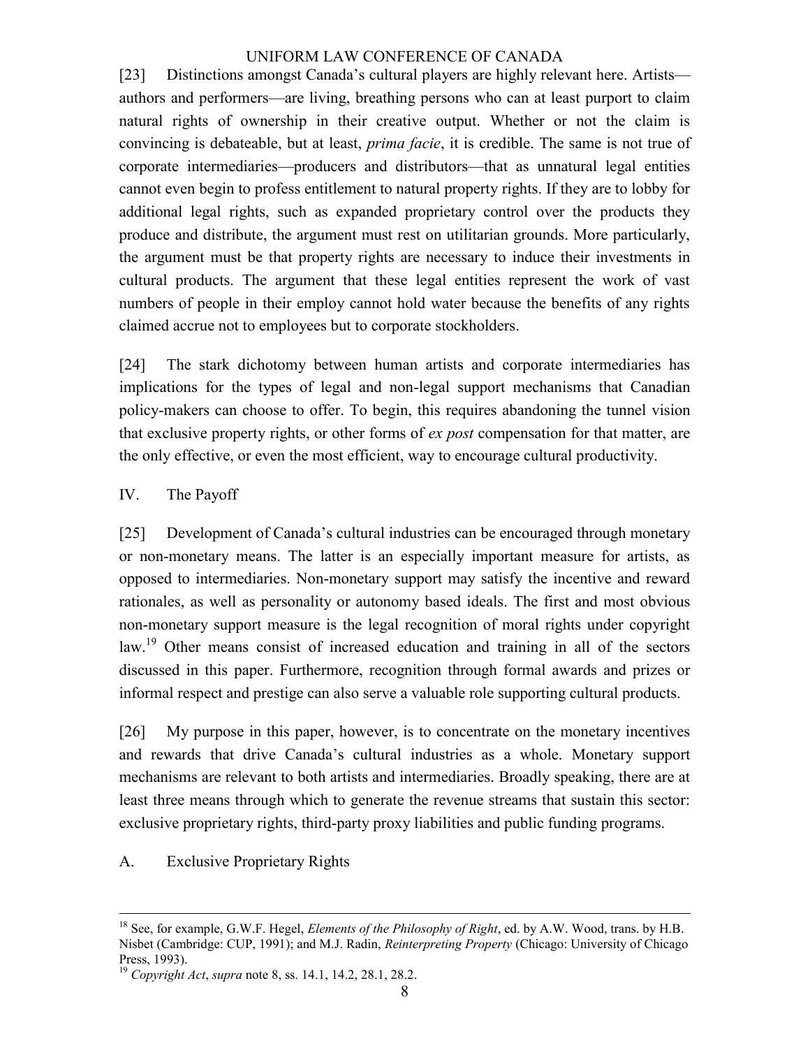[23] Distinctions amongst Canada's cultural players are highly relevant here. Artists—authors and performers—are living, breathing persons who can at least purport to claim natural rights of ownership in their creative output. Whether or not the claim is convincing is debateable, but at least, *prima facie*, it is credible. The same is not true of corporate intermediaries—producers and distributors—that as unnatural legal entities cannot even begin to profess entitlement to natural property rights. If they are to lobby for additional legal rights, such as expanded proprietary control over the products they produce and distribute, the argument must rest on utilitarian grounds. More particularly, the argument must be that property rights are necessary to induce their investments in cultural products. The argument that these legal entities represent the work of vast numbers of people in their employ cannot hold water because the benefits of any rights claimed accrue not to employees but to corporate stockholders.

[24] The stark dichotomy between human artists and corporate intermediaries has implications for the types of legal and non-legal support mechanisms that Canadian policy-makers can choose to offer. To begin, this requires abandoning the tunnel vision that exclusive property rights, or other forms of *ex post* compensation for that matter, are the only effective, or even the most efficient, way to encourage cultural productivity.

## IV. The Payoff

[25] Development of Canada's cultural industries can be encouraged through monetary or non-monetary means. The latter is an especially important measure for artists, as opposed to intermediaries. Non-monetary support may satisfy the incentive and reward rationales, as well as personality or autonomy based ideals. The first and most obvious non-monetary support measure is the legal recognition of moral rights under copyright law.[19] Other means consist of increased education and training in all of the sectors discussed in this paper. Furthermore, recognition through formal awards and prizes or informal respect and prestige can also serve a valuable role supporting cultural products.

[26] My purpose in this paper, however, is to concentrate on the monetary incentives and rewards that drive Canada's cultural industries as a whole. Monetary support mechanisms are relevant to both artists and intermediaries. Broadly speaking, there are at least three means through which to generate the revenue streams that sustain this sector: exclusive proprietary rights, third-party proxy liabilities and public funding programs.

### A. Exclusive Proprietary Rights

---

[18] See, for example, G.W.F. Hegel, *Elements of the Philosophy of Right*, ed. by A.W. Wood, trans. by H.B. Nisbet (Cambridge: CUP, 1991); and M.J. Radin, *Reinterpreting Property* (Chicago: University of Chicago Press, 1993).

[19] *Copyright Act*, *supra* note 8, ss. 14.1, 14.2, 28.1, 28.2.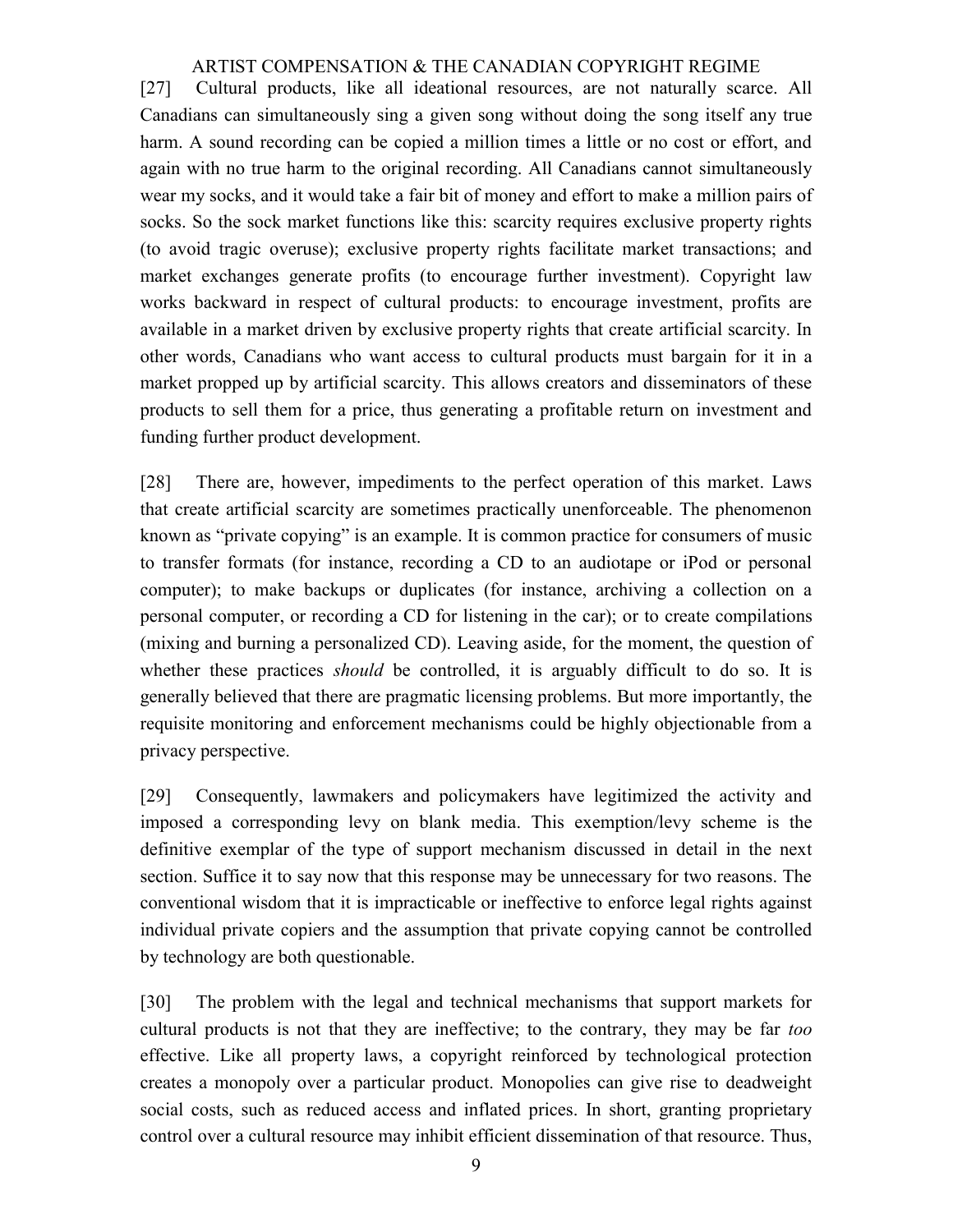[27] Cultural products, like all ideational resources, are not naturally scarce. All Canadians can simultaneously sing a given song without doing the song itself any true harm. A sound recording can be copied a million times a little or no cost or effort, and again with no true harm to the original recording. All Canadians cannot simultaneously wear my socks, and it would take a fair bit of money and effort to make a million pairs of socks. So the sock market functions like this: scarcity requires exclusive property rights (to avoid tragic overuse); exclusive property rights facilitate market transactions; and market exchanges generate profits (to encourage further investment). Copyright law works backward in respect of cultural products: to encourage investment, profits are available in a market driven by exclusive property rights that create artificial scarcity. In other words, Canadians who want access to cultural products must bargain for it in a market propped up by artificial scarcity. This allows creators and disseminators of these products to sell them for a price, thus generating a profitable return on investment and funding further product development.

[28] There are, however, impediments to the perfect operation of this market. Laws that create artificial scarcity are sometimes practically unenforceable. The phenomenon known as "private copying" is an example. It is common practice for consumers of music to transfer formats (for instance, recording a CD to an audiotape or iPod or personal computer); to make backups or duplicates (for instance, archiving a collection on a personal computer, or recording a CD for listening in the car); or to create compilations (mixing and burning a personalized CD). Leaving aside, for the moment, the question of whether these practices *should* be controlled, it is arguably difficult to do so. It is generally believed that there are pragmatic licensing problems. But more importantly, the requisite monitoring and enforcement mechanisms could be highly objectionable from a privacy perspective.

[29] Consequently, lawmakers and policymakers have legitimized the activity and imposed a corresponding levy on blank media. This exemption/levy scheme is the definitive exemplar of the type of support mechanism discussed in detail in the next section. Suffice it to say now that this response may be unnecessary for two reasons. The conventional wisdom that it is impracticable or ineffective to enforce legal rights against individual private copiers and the assumption that private copying cannot be controlled by technology are both questionable.

[30] The problem with the legal and technical mechanisms that support markets for cultural products is not that they are ineffective; to the contrary, they may be far *too* effective. Like all property laws, a copyright reinforced by technological protection creates a monopoly over a particular product. Monopolies can give rise to deadweight social costs, such as reduced access and inflated prices. In short, granting proprietary control over a cultural resource may inhibit efficient dissemination of that resource. Thus,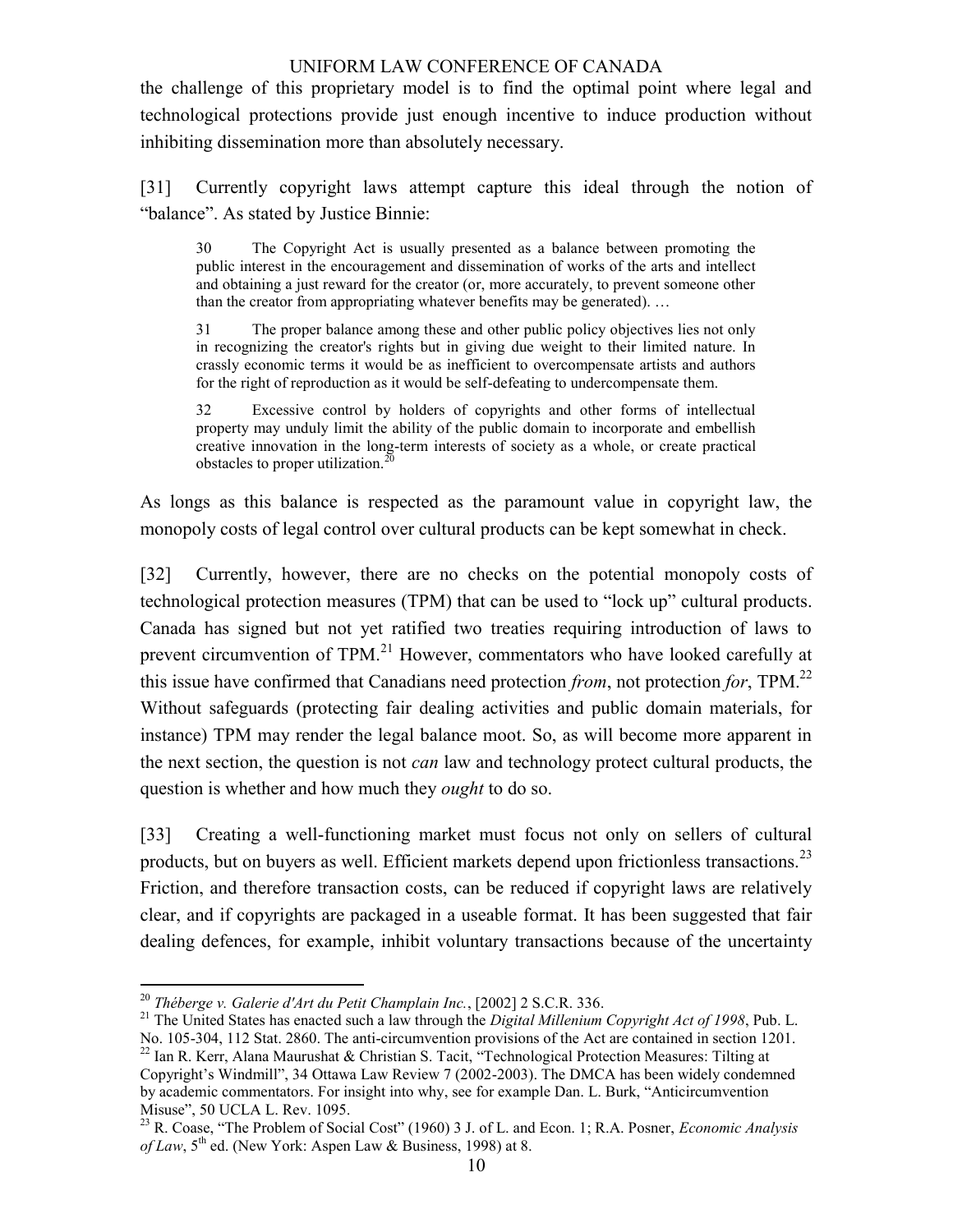the challenge of this proprietary model is to find the optimal point where legal and technological protections provide just enough incentive to induce production without inhibiting dissemination more than absolutely necessary.

[31] Currently copyright laws attempt capture this ideal through the notion of "balance". As stated by Justice Binnie:

> 30 The Copyright Act is usually presented as a balance between promoting the public interest in the encouragement and dissemination of works of the arts and intellect and obtaining a just reward for the creator (or, more accurately, to prevent someone other than the creator from appropriating whatever benefits may be generated). …
>
> 31 The proper balance among these and other public policy objectives lies not only in recognizing the creator's rights but in giving due weight to their limited nature. In crassly economic terms it would be as inefficient to overcompensate artists and authors for the right of reproduction as it would be self-defeating to undercompensate them.
>
> 32 Excessive control by holders of copyrights and other forms of intellectual property may unduly limit the ability of the public domain to incorporate and embellish creative innovation in the long-term interests of society as a whole, or create practical obstacles to proper utilization.[20]

As longs as this balance is respected as the paramount value in copyright law, the monopoly costs of legal control over cultural products can be kept somewhat in check.

[32] Currently, however, there are no checks on the potential monopoly costs of technological protection measures (TPM) that can be used to "lock up" cultural products. Canada has signed but not yet ratified two treaties requiring introduction of laws to prevent circumvention of TPM.[21] However, commentators who have looked carefully at this issue have confirmed that Canadians need protection *from*, not protection *for*, TPM.[22] Without safeguards (protecting fair dealing activities and public domain materials, for instance) TPM may render the legal balance moot. So, as will become more apparent in the next section, the question is not *can* law and technology protect cultural products, the question is whether and how much they *ought* to do so.

[33] Creating a well-functioning market must focus not only on sellers of cultural products, but on buyers as well. Efficient markets depend upon frictionless transactions.[23] Friction, and therefore transaction costs, can be reduced if copyright laws are relatively clear, and if copyrights are packaged in a useable format. It has been suggested that fair dealing defences, for example, inhibit voluntary transactions because of the uncertainty

---

[20] *Théberge v. Galerie d'Art du Petit Champlain Inc.*, [2002] 2 S.C.R. 336.

[21] The United States has enacted such a law through the *Digital Millenium Copyright Act of 1998*, Pub. L. No. 105-304, 112 Stat. 2860. The anti-circumvention provisions of the Act are contained in section 1201.

[22] Ian R. Kerr, Alana Maurushat & Christian S. Tacit, "Technological Protection Measures: Tilting at Copyright's Windmill", 34 Ottawa Law Review 7 (2002-2003). The DMCA has been widely condemned by academic commentators. For insight into why, see for example Dan. L. Burk, "Anticircumvention Misuse", 50 UCLA L. Rev. 1095.

[23] R. Coase, "The Problem of Social Cost" (1960) 3 J. of L. and Econ. 1; R.A. Posner, *Economic Analysis of Law*, 5th ed. (New York: Aspen Law & Business, 1998) at 8.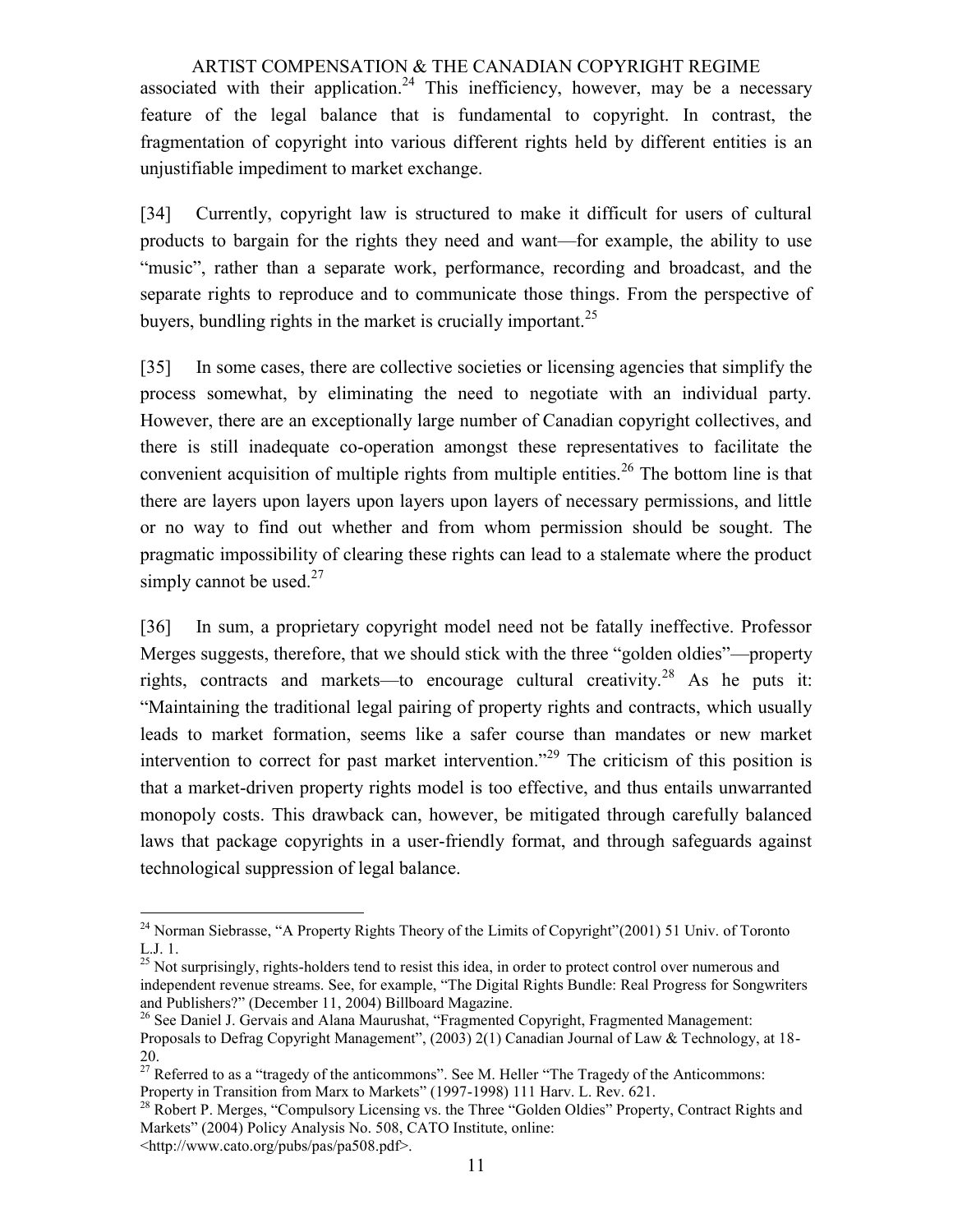associated with their application.[24] This inefficiency, however, may be a necessary feature of the legal balance that is fundamental to copyright. In contrast, the fragmentation of copyright into various different rights held by different entities is an unjustifiable impediment to market exchange.

[34] Currently, copyright law is structured to make it difficult for users of cultural products to bargain for the rights they need and want—for example, the ability to use "music", rather than a separate work, performance, recording and broadcast, and the separate rights to reproduce and to communicate those things. From the perspective of buyers, bundling rights in the market is crucially important.[25]

[35] In some cases, there are collective societies or licensing agencies that simplify the process somewhat, by eliminating the need to negotiate with an individual party. However, there are an exceptionally large number of Canadian copyright collectives, and there is still inadequate co-operation amongst these representatives to facilitate the convenient acquisition of multiple rights from multiple entities.[26] The bottom line is that there are layers upon layers upon layers upon layers of necessary permissions, and little or no way to find out whether and from whom permission should be sought. The pragmatic impossibility of clearing these rights can lead to a stalemate where the product simply cannot be used.[27]

[36] In sum, a proprietary copyright model need not be fatally ineffective. Professor Merges suggests, therefore, that we should stick with the three "golden oldies"—property rights, contracts and markets—to encourage cultural creativity.[28] As he puts it: "Maintaining the traditional legal pairing of property rights and contracts, which usually leads to market formation, seems like a safer course than mandates or new market intervention to correct for past market intervention."[29] The criticism of this position is that a market-driven property rights model is too effective, and thus entails unwarranted monopoly costs. This drawback can, however, be mitigated through carefully balanced laws that package copyrights in a user-friendly format, and through safeguards against technological suppression of legal balance.

---

[24] Norman Siebrasse, "A Property Rights Theory of the Limits of Copyright"(2001) 51 Univ. of Toronto L.J. 1.

[25] Not surprisingly, rights-holders tend to resist this idea, in order to protect control over numerous and independent revenue streams. See, for example, "The Digital Rights Bundle: Real Progress for Songwriters and Publishers?" (December 11, 2004) Billboard Magazine.

[26] See Daniel J. Gervais and Alana Maurushat, "Fragmented Copyright, Fragmented Management: Proposals to Defrag Copyright Management", (2003) 2(1) Canadian Journal of Law & Technology, at 18-20.

[27] Referred to as a "tragedy of the anticommons". See M. Heller "The Tragedy of the Anticommons: Property in Transition from Marx to Markets" (1997-1998) 111 Harv. L. Rev. 621.

[28] Robert P. Merges, "Compulsory Licensing vs. the Three "Golden Oldies" Property, Contract Rights and Markets" (2004) Policy Analysis No. 508, CATO Institute, online: <http://www.cato.org/pubs/pas/pa508.pdf>.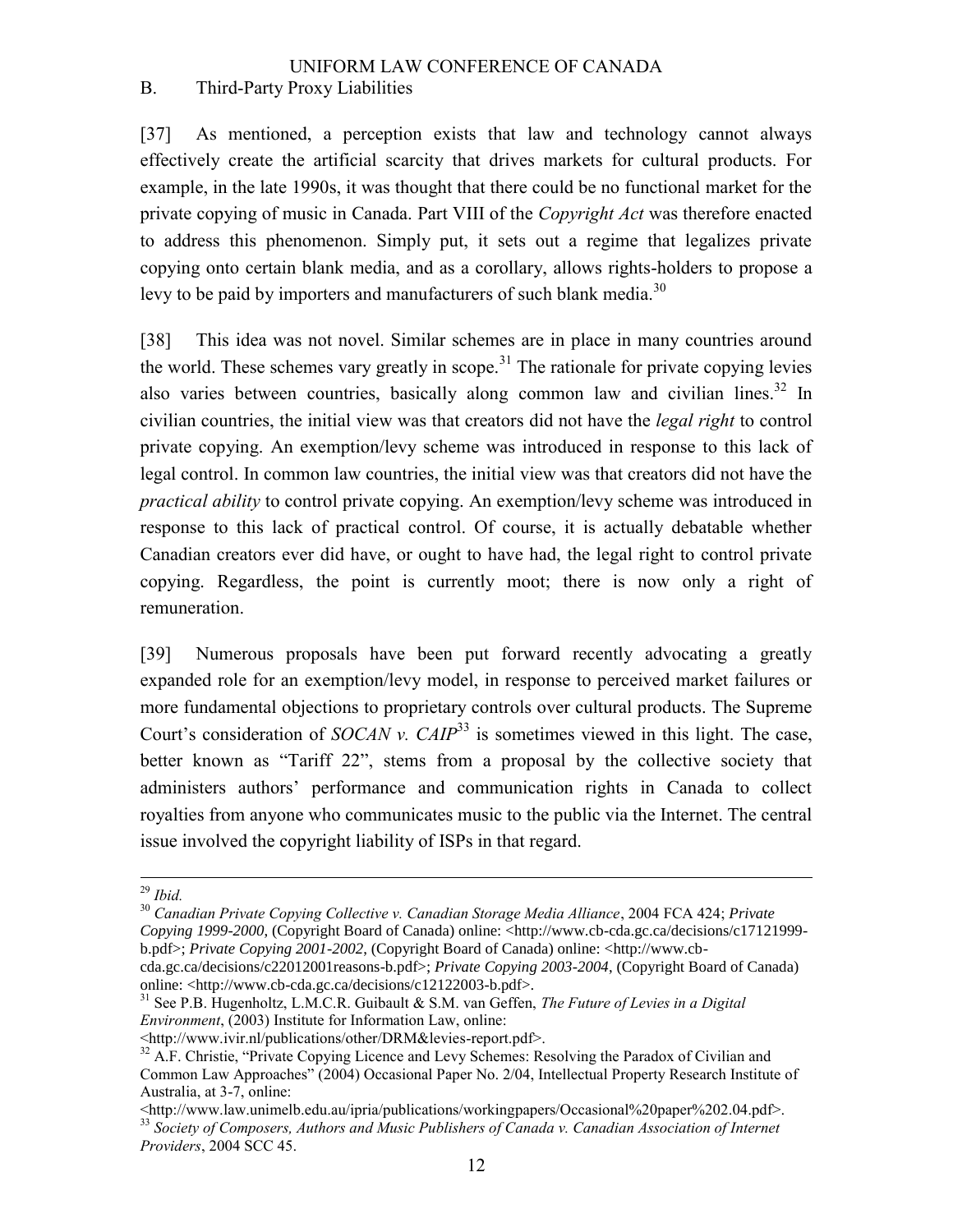## B. Third-Party Proxy Liabilities

[37] As mentioned, a perception exists that law and technology cannot always effectively create the artificial scarcity that drives markets for cultural products. For example, in the late 1990s, it was thought that there could be no functional market for the private copying of music in Canada. Part VIII of the *Copyright Act* was therefore enacted to address this phenomenon. Simply put, it sets out a regime that legalizes private copying onto certain blank media, and as a corollary, allows rights-holders to propose a levy to be paid by importers and manufacturers of such blank media.[30]

[38] This idea was not novel. Similar schemes are in place in many countries around the world. These schemes vary greatly in scope.[31] The rationale for private copying levies also varies between countries, basically along common law and civilian lines.[32] In civilian countries, the initial view was that creators did not have the *legal right* to control private copying. An exemption/levy scheme was introduced in response to this lack of legal control. In common law countries, the initial view was that creators did not have the *practical ability* to control private copying. An exemption/levy scheme was introduced in response to this lack of practical control. Of course, it is actually debatable whether Canadian creators ever did have, or ought to have had, the legal right to control private copying. Regardless, the point is currently moot; there is now only a right of remuneration.

[39] Numerous proposals have been put forward recently advocating a greatly expanded role for an exemption/levy model, in response to perceived market failures or more fundamental objections to proprietary controls over cultural products. The Supreme Court's consideration of *SOCAN v. CAIP*[33] is sometimes viewed in this light. The case, better known as "Tariff 22", stems from a proposal by the collective society that administers authors' performance and communication rights in Canada to collect royalties from anyone who communicates music to the public via the Internet. The central issue involved the copyright liability of ISPs in that regard.

---

[29] *Ibid.*

[30] *Canadian Private Copying Collective v. Canadian Storage Media Alliance*, 2004 FCA 424; *Private Copying 1999-2000*, (Copyright Board of Canada) online: <http://www.cb-cda.gc.ca/decisions/c17121999-b.pdf>; *Private Copying 2001-2002*, (Copyright Board of Canada) online: <http://www.cb-cda.gc.ca/decisions/c22012001reasons-b.pdf>; *Private Copying 2003-2004*, (Copyright Board of Canada) online: <http://www.cb-cda.gc.ca/decisions/c12122003-b.pdf>.

[31] See P.B. Hugenholtz, L.M.C.R. Guibault & S.M. van Geffen, *The Future of Levies in a Digital Environment*, (2003) Institute for Information Law, online: <http://www.ivir.nl/publications/other/DRM&levies-report.pdf>.

[32] A.F. Christie, "Private Copying Licence and Levy Schemes: Resolving the Paradox of Civilian and Common Law Approaches" (2004) Occasional Paper No. 2/04, Intellectual Property Research Institute of Australia, at 3-7, online: <http://www.law.unimelb.edu.au/ipria/publications/workingpapers/Occasional%20paper%202.04.pdf>.

[33] *Society of Composers, Authors and Music Publishers of Canada v. Canadian Association of Internet Providers*, 2004 SCC 45.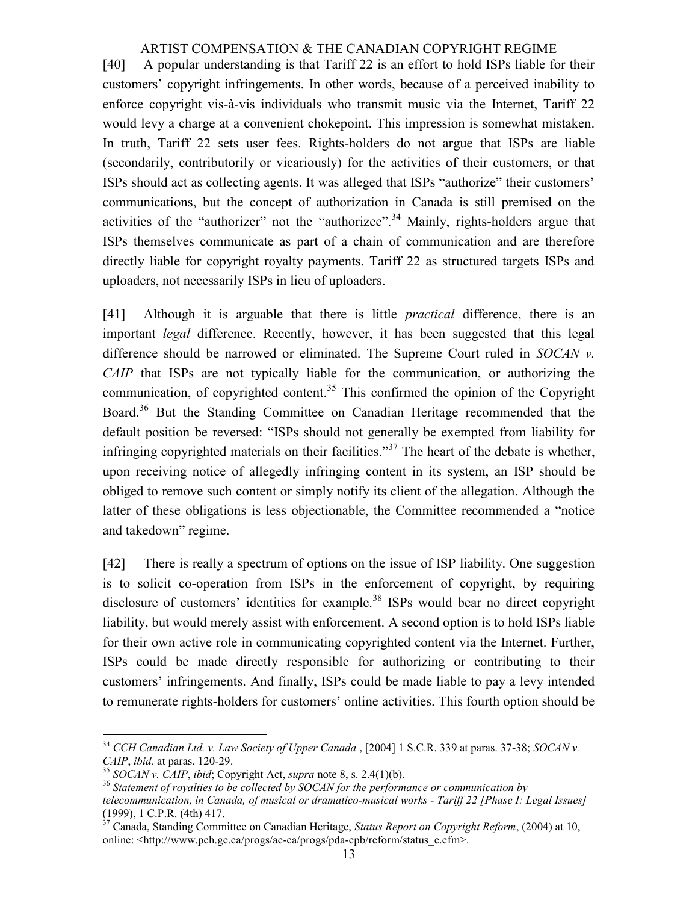[40] A popular understanding is that Tariff 22 is an effort to hold ISPs liable for their customers' copyright infringements. In other words, because of a perceived inability to enforce copyright vis-à-vis individuals who transmit music via the Internet, Tariff 22 would levy a charge at a convenient chokepoint. This impression is somewhat mistaken. In truth, Tariff 22 sets user fees. Rights-holders do not argue that ISPs are liable (secondarily, contributorily or vicariously) for the activities of their customers, or that ISPs should act as collecting agents. It was alleged that ISPs "authorize" their customers' communications, but the concept of authorization in Canada is still premised on the activities of the "authorizer" not the "authorizee".[34] Mainly, rights-holders argue that ISPs themselves communicate as part of a chain of communication and are therefore directly liable for copyright royalty payments. Tariff 22 as structured targets ISPs and uploaders, not necessarily ISPs in lieu of uploaders.

[41] Although it is arguable that there is little *practical* difference, there is an important *legal* difference. Recently, however, it has been suggested that this legal difference should be narrowed or eliminated. The Supreme Court ruled in *SOCAN v. CAIP* that ISPs are not typically liable for the communication, or authorizing the communication, of copyrighted content.[35] This confirmed the opinion of the Copyright Board.[36] But the Standing Committee on Canadian Heritage recommended that the default position be reversed: "ISPs should not generally be exempted from liability for infringing copyrighted materials on their facilities."[37] The heart of the debate is whether, upon receiving notice of allegedly infringing content in its system, an ISP should be obliged to remove such content or simply notify its client of the allegation. Although the latter of these obligations is less objectionable, the Committee recommended a "notice and takedown" regime.

[42] There is really a spectrum of options on the issue of ISP liability. One suggestion is to solicit co-operation from ISPs in the enforcement of copyright, by requiring disclosure of customers' identities for example.[38] ISPs would bear no direct copyright liability, but would merely assist with enforcement. A second option is to hold ISPs liable for their own active role in communicating copyrighted content via the Internet. Further, ISPs could be made directly responsible for authorizing or contributing to their customers' infringements. And finally, ISPs could be made liable to pay a levy intended to remunerate rights-holders for customers' online activities. This fourth option should be

---

[34] *CCH Canadian Ltd. v. Law Society of Upper Canada* , [2004] 1 S.C.R. 339 at paras. 37-38; *SOCAN v. CAIP*, *ibid.* at paras. 120-29.

[35] *SOCAN v. CAIP*, *ibid*; Copyright Act, *supra* note 8, s. 2.4(1)(b).

[36] *Statement of royalties to be collected by SOCAN for the performance or communication by telecommunication, in Canada, of musical or dramatico-musical works - Tariff 22 [Phase I: Legal Issues]* (1999), 1 C.P.R. (4th) 417.

[37] Canada, Standing Committee on Canadian Heritage, *Status Report on Copyright Reform*, (2004) at 10, online: <http://www.pch.gc.ca/progs/ac-ca/progs/pda-cpb/reform/status_e.cfm>.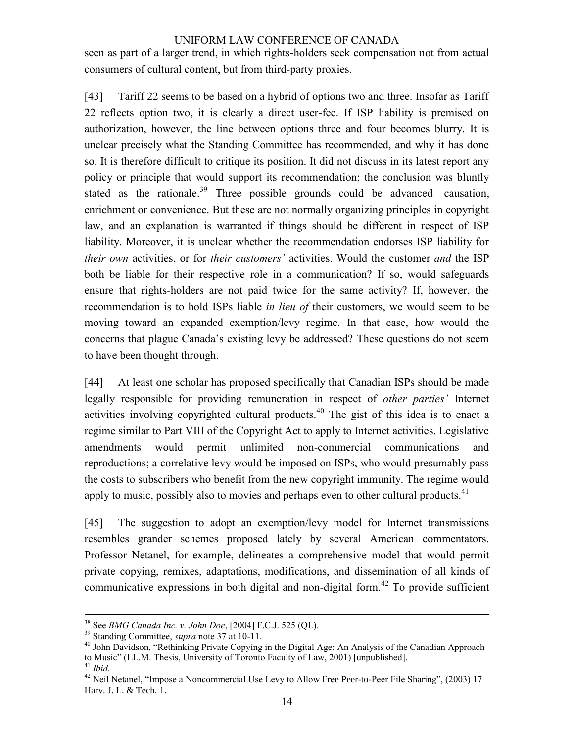seen as part of a larger trend, in which rights-holders seek compensation not from actual consumers of cultural content, but from third-party proxies.

[43] Tariff 22 seems to be based on a hybrid of options two and three. Insofar as Tariff 22 reflects option two, it is clearly a direct user-fee. If ISP liability is premised on authorization, however, the line between options three and four becomes blurry. It is unclear precisely what the Standing Committee has recommended, and why it has done so. It is therefore difficult to critique its position. It did not discuss in its latest report any policy or principle that would support its recommendation; the conclusion was bluntly stated as the rationale.[39] Three possible grounds could be advanced—causation, enrichment or convenience. But these are not normally organizing principles in copyright law, and an explanation is warranted if things should be different in respect of ISP liability. Moreover, it is unclear whether the recommendation endorses ISP liability for *their own* activities, or for *their customers'* activities. Would the customer *and* the ISP both be liable for their respective role in a communication? If so, would safeguards ensure that rights-holders are not paid twice for the same activity? If, however, the recommendation is to hold ISPs liable *in lieu of* their customers, we would seem to be moving toward an expanded exemption/levy regime. In that case, how would the concerns that plague Canada's existing levy be addressed? These questions do not seem to have been thought through.

[44] At least one scholar has proposed specifically that Canadian ISPs should be made legally responsible for providing remuneration in respect of *other parties'* Internet activities involving copyrighted cultural products.[40] The gist of this idea is to enact a regime similar to Part VIII of the Copyright Act to apply to Internet activities. Legislative amendments would permit unlimited non-commercial communications and reproductions; a correlative levy would be imposed on ISPs, who would presumably pass the costs to subscribers who benefit from the new copyright immunity. The regime would apply to music, possibly also to movies and perhaps even to other cultural products.[41]

[45] The suggestion to adopt an exemption/levy model for Internet transmissions resembles grander schemes proposed lately by several American commentators. Professor Netanel, for example, delineates a comprehensive model that would permit private copying, remixes, adaptations, modifications, and dissemination of all kinds of communicative expressions in both digital and non-digital form.[42] To provide sufficient

---

[38] See *BMG Canada Inc. v. John Doe*, [2004] F.C.J. 525 (QL).

[39] Standing Committee, *supra* note 37 at 10-11.

[40] John Davidson, "Rethinking Private Copying in the Digital Age: An Analysis of the Canadian Approach to Music" (LL.M. Thesis, University of Toronto Faculty of Law, 2001) [unpublished].

[41] *Ibid.*

[42] Neil Netanel, "Impose a Noncommercial Use Levy to Allow Free Peer-to-Peer File Sharing", (2003) 17 Harv. J. L. & Tech. 1.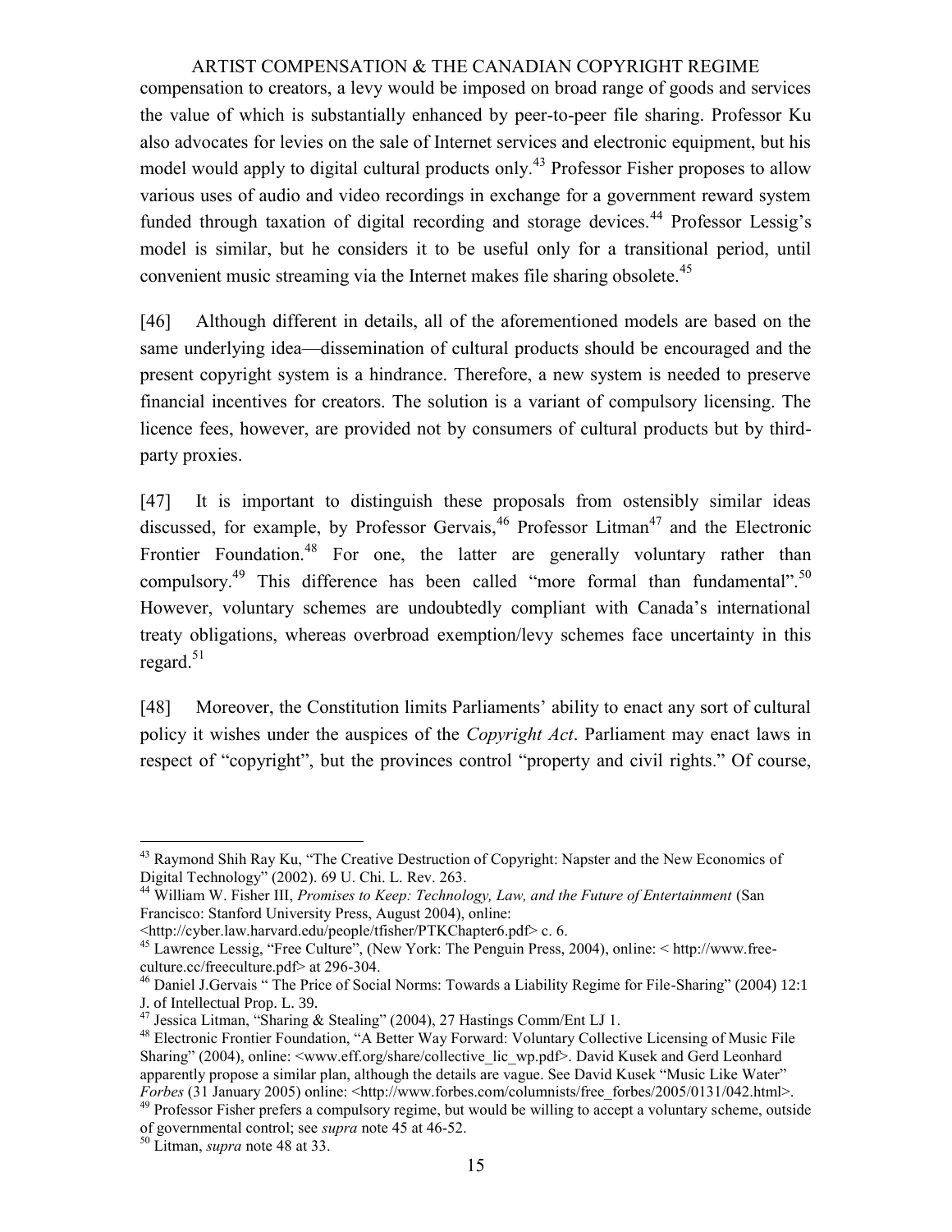compensation to creators, a levy would be imposed on broad range of goods and services the value of which is substantially enhanced by peer-to-peer file sharing. Professor Ku also advocates for levies on the sale of Internet services and electronic equipment, but his model would apply to digital cultural products only.[43] Professor Fisher proposes to allow various uses of audio and video recordings in exchange for a government reward system funded through taxation of digital recording and storage devices.[44] Professor Lessig's model is similar, but he considers it to be useful only for a transitional period, until convenient music streaming via the Internet makes file sharing obsolete.[45]

[46] Although different in details, all of the aforementioned models are based on the same underlying idea—dissemination of cultural products should be encouraged and the present copyright system is a hindrance. Therefore, a new system is needed to preserve financial incentives for creators. The solution is a variant of compulsory licensing. The licence fees, however, are provided not by consumers of cultural products but by third-party proxies.

[47] It is important to distinguish these proposals from ostensibly similar ideas discussed, for example, by Professor Gervais,[46] Professor Litman[47] and the Electronic Frontier Foundation.[48] For one, the latter are generally voluntary rather than compulsory.[49] This difference has been called "more formal than fundamental".[50] However, voluntary schemes are undoubtedly compliant with Canada's international treaty obligations, whereas overbroad exemption/levy schemes face uncertainty in this regard.[51]

[48] Moreover, the Constitution limits Parliaments' ability to enact any sort of cultural policy it wishes under the auspices of the *Copyright Act*. Parliament may enact laws in respect of "copyright", but the provinces control "property and civil rights." Of course,

---

[43] Raymond Shih Ray Ku, "The Creative Destruction of Copyright: Napster and the New Economics of Digital Technology" (2002). 69 U. Chi. L. Rev. 263.

[44] William W. Fisher III, *Promises to Keep: Technology, Law, and the Future of Entertainment* (San Francisco: Stanford University Press, August 2004), online: <http://cyber.law.harvard.edu/people/tfisher/PTKChapter6.pdf> c. 6.

[45] Lawrence Lessig, "Free Culture", (New York: The Penguin Press, 2004), online: < http://www.free-culture.cc/freeculture.pdf> at 296-304.

[46] Daniel J.Gervais " The Price of Social Norms: Towards a Liability Regime for File-Sharing" (2004) 12:1 J. of Intellectual Prop. L. 39.

[47] Jessica Litman, "Sharing & Stealing" (2004), 27 Hastings Comm/Ent LJ 1.

[48] Electronic Frontier Foundation, "A Better Way Forward: Voluntary Collective Licensing of Music File Sharing" (2004), online: <www.eff.org/share/collective_lic_wp.pdf>. David Kusek and Gerd Leonhard apparently propose a similar plan, although the details are vague. See David Kusek "Music Like Water" *Forbes* (31 January 2005) online: <http://www.forbes.com/columnists/free_forbes/2005/0131/042.html>.

[49] Professor Fisher prefers a compulsory regime, but would be willing to accept a voluntary scheme, outside of governmental control; see *supra* note 45 at 46-52.

[50] Litman, *supra* note 48 at 33.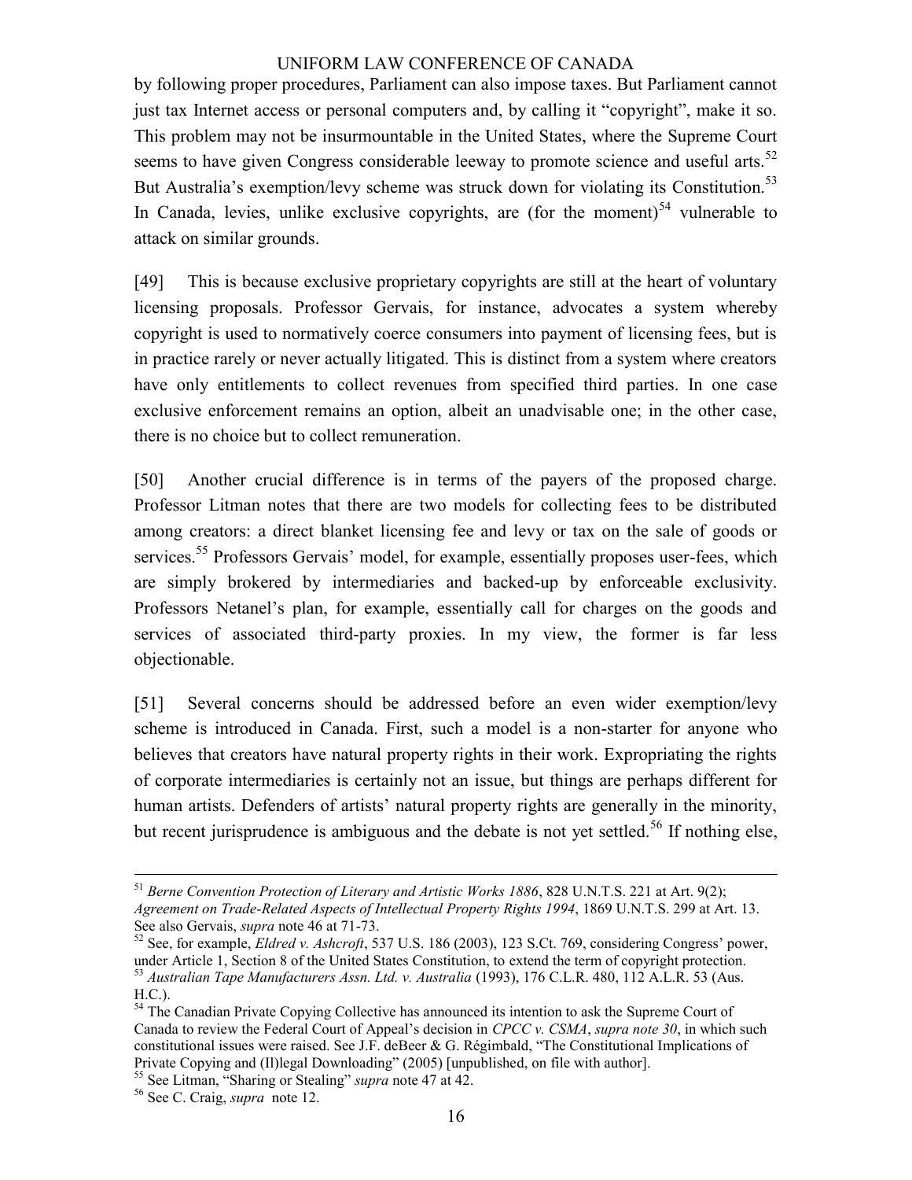by following proper procedures, Parliament can also impose taxes. But Parliament cannot just tax Internet access or personal computers and, by calling it "copyright", make it so. This problem may not be insurmountable in the United States, where the Supreme Court seems to have given Congress considerable leeway to promote science and useful arts.[52] But Australia's exemption/levy scheme was struck down for violating its Constitution.[53] In Canada, levies, unlike exclusive copyrights, are (for the moment)[54] vulnerable to attack on similar grounds.

[49] This is because exclusive proprietary copyrights are still at the heart of voluntary licensing proposals. Professor Gervais, for instance, advocates a system whereby copyright is used to normatively coerce consumers into payment of licensing fees, but is in practice rarely or never actually litigated. This is distinct from a system where creators have only entitlements to collect revenues from specified third parties. In one case exclusive enforcement remains an option, albeit an unadvisable one; in the other case, there is no choice but to collect remuneration.

[50] Another crucial difference is in terms of the payers of the proposed charge. Professor Litman notes that there are two models for collecting fees to be distributed among creators: a direct blanket licensing fee and levy or tax on the sale of goods or services.[55] Professors Gervais' model, for example, essentially proposes user-fees, which are simply brokered by intermediaries and backed-up by enforceable exclusivity. Professors Netanel's plan, for example, essentially call for charges on the goods and services of associated third-party proxies. In my view, the former is far less objectionable.

[51] Several concerns should be addressed before an even wider exemption/levy scheme is introduced in Canada. First, such a model is a non-starter for anyone who believes that creators have natural property rights in their work. Expropriating the rights of corporate intermediaries is certainly not an issue, but things are perhaps different for human artists. Defenders of artists' natural property rights are generally in the minority, but recent jurisprudence is ambiguous and the debate is not yet settled.[56] If nothing else,

---

[51] *Berne Convention Protection of Literary and Artistic Works 1886*, 828 U.N.T.S. 221 at Art. 9(2); *Agreement on Trade-Related Aspects of Intellectual Property Rights 1994*, 1869 U.N.T.S. 299 at Art. 13. See also Gervais, *supra* note 46 at 71-73.

[52] See, for example, *Eldred v. Ashcroft*, 537 U.S. 186 (2003), 123 S.Ct. 769, considering Congress' power, under Article 1, Section 8 of the United States Constitution, to extend the term of copyright protection.

[53] *Australian Tape Manufacturers Assn. Ltd. v. Australia* (1993), 176 C.L.R. 480, 112 A.L.R. 53 (Aus. H.C.).

[54] The Canadian Private Copying Collective has announced its intention to ask the Supreme Court of Canada to review the Federal Court of Appeal's decision in *CPCC v. CSMA*, *supra note 30*, in which such constitutional issues were raised. See J.F. deBeer & G. Régimbald, "The Constitutional Implications of Private Copying and (Il)legal Downloading" (2005) [unpublished, on file with author].

[55] See Litman, "Sharing or Stealing" *supra* note 47 at 42.

[56] See C. Craig, *supra* note 12.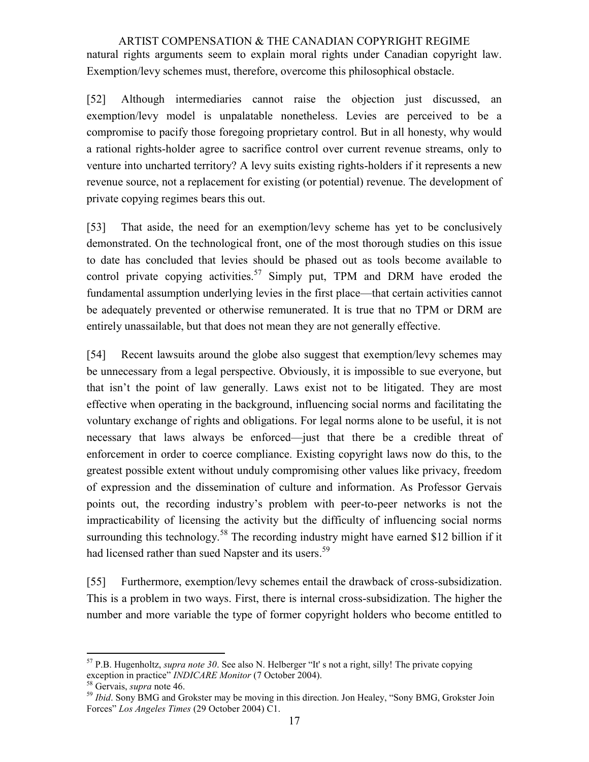natural rights arguments seem to explain moral rights under Canadian copyright law. Exemption/levy schemes must, therefore, overcome this philosophical obstacle.

[52] Although intermediaries cannot raise the objection just discussed, an exemption/levy model is unpalatable nonetheless. Levies are perceived to be a compromise to pacify those foregoing proprietary control. But in all honesty, why would a rational rights-holder agree to sacrifice control over current revenue streams, only to venture into uncharted territory? A levy suits existing rights-holders if it represents a new revenue source, not a replacement for existing (or potential) revenue. The development of private copying regimes bears this out.

[53] That aside, the need for an exemption/levy scheme has yet to be conclusively demonstrated. On the technological front, one of the most thorough studies on this issue to date has concluded that levies should be phased out as tools become available to control private copying activities.[57] Simply put, TPM and DRM have eroded the fundamental assumption underlying levies in the first place—that certain activities cannot be adequately prevented or otherwise remunerated. It is true that no TPM or DRM are entirely unassailable, but that does not mean they are not generally effective.

[54] Recent lawsuits around the globe also suggest that exemption/levy schemes may be unnecessary from a legal perspective. Obviously, it is impossible to sue everyone, but that isn't the point of law generally. Laws exist not to be litigated. They are most effective when operating in the background, influencing social norms and facilitating the voluntary exchange of rights and obligations. For legal norms alone to be useful, it is not necessary that laws always be enforced—just that there be a credible threat of enforcement in order to coerce compliance. Existing copyright laws now do this, to the greatest possible extent without unduly compromising other values like privacy, freedom of expression and the dissemination of culture and information. As Professor Gervais points out, the recording industry's problem with peer-to-peer networks is not the impracticability of licensing the activity but the difficulty of influencing social norms surrounding this technology.[58] The recording industry might have earned $12 billion if it had licensed rather than sued Napster and its users.[59]

[55] Furthermore, exemption/levy schemes entail the drawback of cross-subsidization. This is a problem in two ways. First, there is internal cross-subsidization. The higher the number and more variable the type of former copyright holders who become entitled to

---

[57] P.B. Hugenholtz, *supra note 30*. See also N. Helberger "It' s not a right, silly! The private copying exception in practice" *INDICARE Monitor* (7 October 2004).

[58] Gervais, *supra* note 46.

[59] *Ibid*. Sony BMG and Grokster may be moving in this direction. Jon Healey, "Sony BMG, Grokster Join Forces" *Los Angeles Times* (29 October 2004) C1.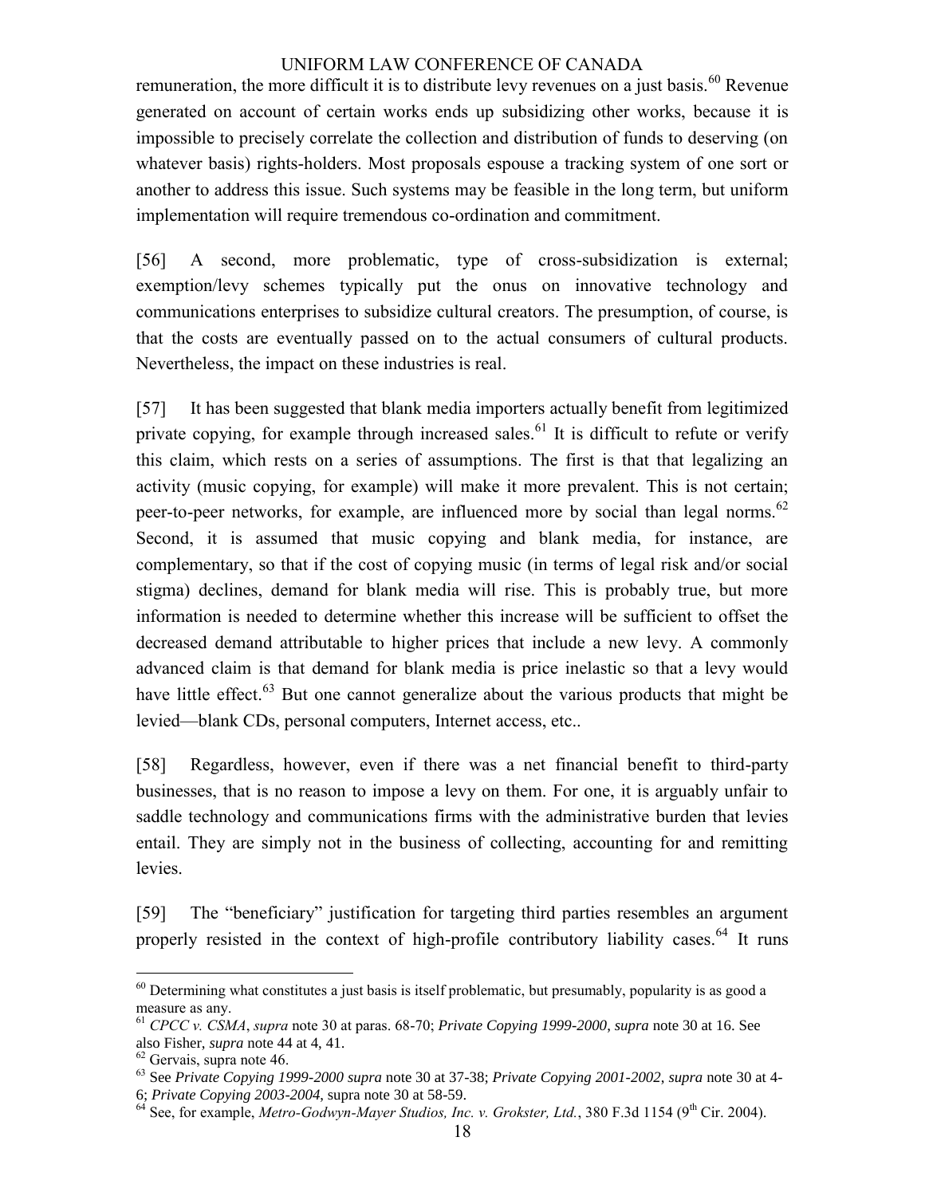remuneration, the more difficult it is to distribute levy revenues on a just basis.[60] Revenue generated on account of certain works ends up subsidizing other works, because it is impossible to precisely correlate the collection and distribution of funds to deserving (on whatever basis) rights-holders. Most proposals espouse a tracking system of one sort or another to address this issue. Such systems may be feasible in the long term, but uniform implementation will require tremendous co-ordination and commitment.

[56] A second, more problematic, type of cross-subsidization is external; exemption/levy schemes typically put the onus on innovative technology and communications enterprises to subsidize cultural creators. The presumption, of course, is that the costs are eventually passed on to the actual consumers of cultural products. Nevertheless, the impact on these industries is real.

[57] It has been suggested that blank media importers actually benefit from legitimized private copying, for example through increased sales.[61] It is difficult to refute or verify this claim, which rests on a series of assumptions. The first is that that legalizing an activity (music copying, for example) will make it more prevalent. This is not certain; peer-to-peer networks, for example, are influenced more by social than legal norms.[62] Second, it is assumed that music copying and blank media, for instance, are complementary, so that if the cost of copying music (in terms of legal risk and/or social stigma) declines, demand for blank media will rise. This is probably true, but more information is needed to determine whether this increase will be sufficient to offset the decreased demand attributable to higher prices that include a new levy. A commonly advanced claim is that demand for blank media is price inelastic so that a levy would have little effect.[63] But one cannot generalize about the various products that might be levied—blank CDs, personal computers, Internet access, etc..

[58] Regardless, however, even if there was a net financial benefit to third-party businesses, that is no reason to impose a levy on them. For one, it is arguably unfair to saddle technology and communications firms with the administrative burden that levies entail. They are simply not in the business of collecting, accounting for and remitting levies.

[59] The "beneficiary" justification for targeting third parties resembles an argument properly resisted in the context of high-profile contributory liability cases.[64] It runs

---

[60] Determining what constitutes a just basis is itself problematic, but presumably, popularity is as good a measure as any.

[61] *CPCC v. CSMA*, *supra* note 30 at paras. 68-70; *Private Copying 1999-2000*, *supra* note 30 at 16. See also Fisher, *supra* note 44 at 4, 41.

[62] Gervais, supra note 46.

[63] See *Private Copying 1999-2000 supra* note 30 at 37-38; *Private Copying 2001-2002*, *supra* note 30 at 4-6; *Private Copying 2003-2004*, supra note 30 at 58-59.

[64] See, for example, *Metro-Godwyn-Mayer Studios, Inc. v. Grokster, Ltd.*, 380 F.3d 1154 (9th Cir. 2004).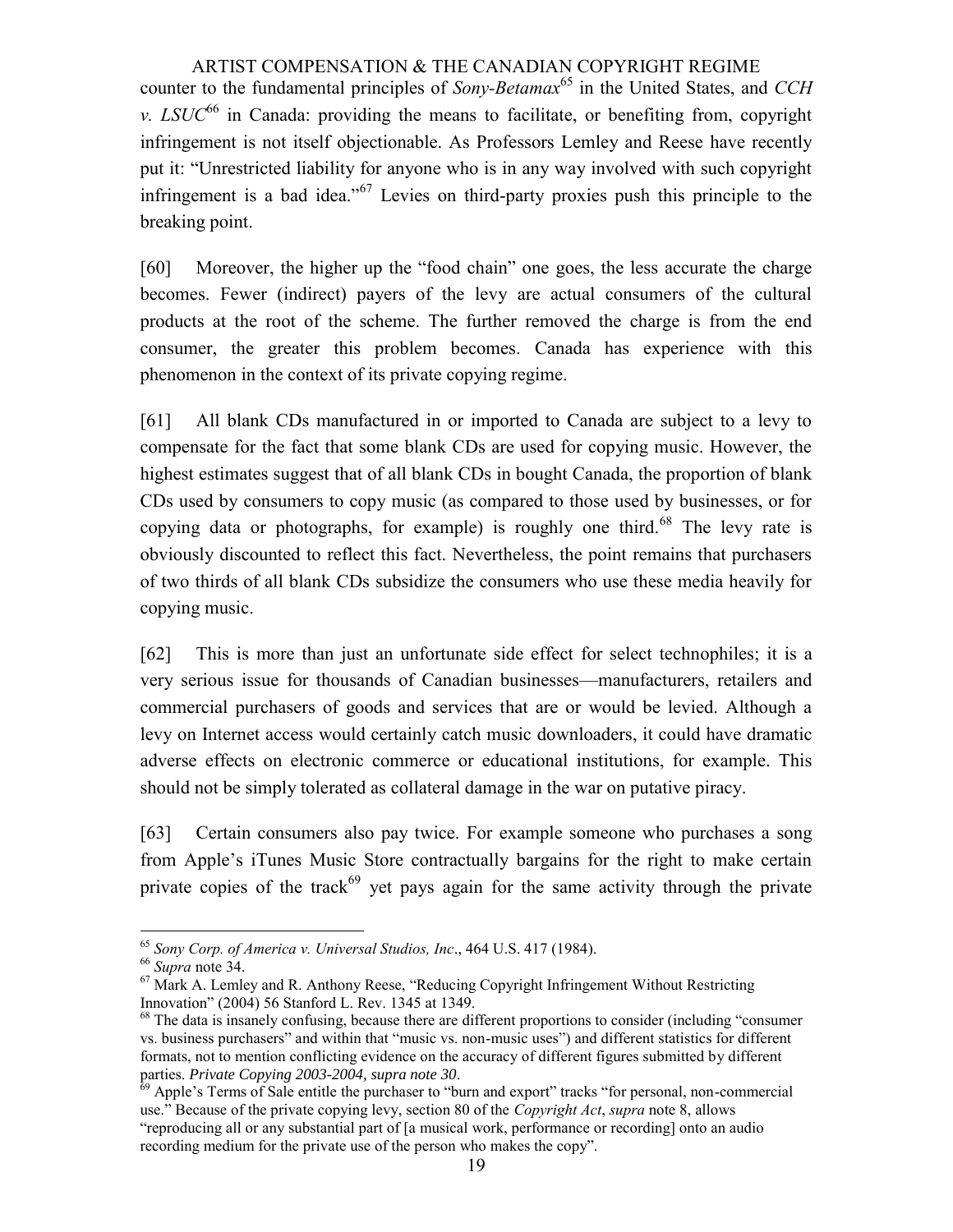counter to the fundamental principles of *Sony-Betamax*[65] in the United States, and *CCH v. LSUC*[66] in Canada: providing the means to facilitate, or benefiting from, copyright infringement is not itself objectionable. As Professors Lemley and Reese have recently put it: "Unrestricted liability for anyone who is in any way involved with such copyright infringement is a bad idea."[67] Levies on third-party proxies push this principle to the breaking point.

[60] Moreover, the higher up the "food chain" one goes, the less accurate the charge becomes. Fewer (indirect) payers of the levy are actual consumers of the cultural products at the root of the scheme. The further removed the charge is from the end consumer, the greater this problem becomes. Canada has experience with this phenomenon in the context of its private copying regime.

[61] All blank CDs manufactured in or imported to Canada are subject to a levy to compensate for the fact that some blank CDs are used for copying music. However, the highest estimates suggest that of all blank CDs in bought Canada, the proportion of blank CDs used by consumers to copy music (as compared to those used by businesses, or for copying data or photographs, for example) is roughly one third.[68] The levy rate is obviously discounted to reflect this fact. Nevertheless, the point remains that purchasers of two thirds of all blank CDs subsidize the consumers who use these media heavily for copying music.

[62] This is more than just an unfortunate side effect for select technophiles; it is a very serious issue for thousands of Canadian businesses—manufacturers, retailers and commercial purchasers of goods and services that are or would be levied. Although a levy on Internet access would certainly catch music downloaders, it could have dramatic adverse effects on electronic commerce or educational institutions, for example. This should not be simply tolerated as collateral damage in the war on putative piracy.

[63] Certain consumers also pay twice. For example someone who purchases a song from Apple's iTunes Music Store contractually bargains for the right to make certain private copies of the track[69] yet pays again for the same activity through the private

---

[65] *Sony Corp. of America v. Universal Studios, Inc*., 464 U.S. 417 (1984).

[66] *Supra* note 34.

[67] Mark A. Lemley and R. Anthony Reese, "Reducing Copyright Infringement Without Restricting Innovation" (2004) 56 Stanford L. Rev. 1345 at 1349.

[68] The data is insanely confusing, because there are different proportions to consider (including "consumer vs. business purchasers" and within that "music vs. non-music uses") and different statistics for different formats, not to mention conflicting evidence on the accuracy of different figures submitted by different parties. *Private Copying 2003-2004, supra note 30*.

[69] Apple's Terms of Sale entitle the purchaser to "burn and export" tracks "for personal, non-commercial use." Because of the private copying levy, section 80 of the *Copyright Act*, *supra* note 8, allows "reproducing all or any substantial part of [a musical work, performance or recording] onto an audio recording medium for the private use of the person who makes the copy".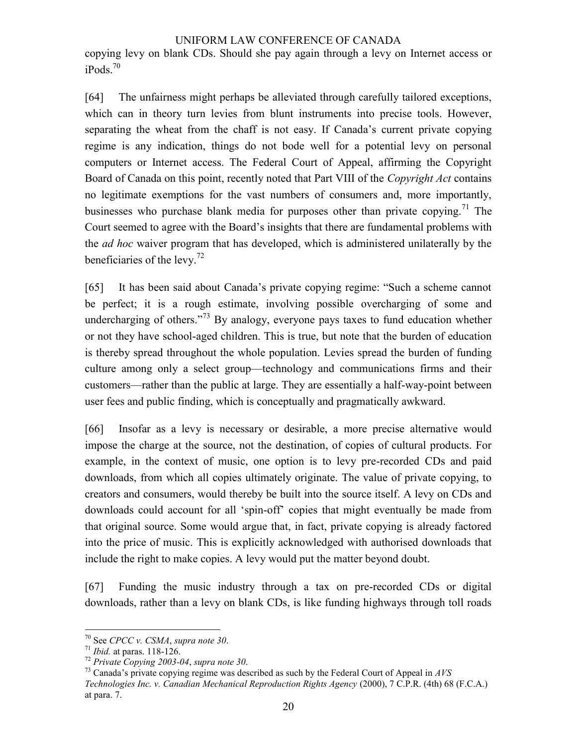copying levy on blank CDs. Should she pay again through a levy on Internet access or iPods.[70]

[64] The unfairness might perhaps be alleviated through carefully tailored exceptions, which can in theory turn levies from blunt instruments into precise tools. However, separating the wheat from the chaff is not easy. If Canada's current private copying regime is any indication, things do not bode well for a potential levy on personal computers or Internet access. The Federal Court of Appeal, affirming the Copyright Board of Canada on this point, recently noted that Part VIII of the *Copyright Act* contains no legitimate exemptions for the vast numbers of consumers and, more importantly, businesses who purchase blank media for purposes other than private copying.[71] The Court seemed to agree with the Board's insights that there are fundamental problems with the *ad hoc* waiver program that has developed, which is administered unilaterally by the beneficiaries of the levy.[72]

[65] It has been said about Canada's private copying regime: "Such a scheme cannot be perfect; it is a rough estimate, involving possible overcharging of some and undercharging of others."[73] By analogy, everyone pays taxes to fund education whether or not they have school-aged children. This is true, but note that the burden of education is thereby spread throughout the whole population. Levies spread the burden of funding culture among only a select group—technology and communications firms and their customers—rather than the public at large. They are essentially a half-way-point between user fees and public finding, which is conceptually and pragmatically awkward.

[66] Insofar as a levy is necessary or desirable, a more precise alternative would impose the charge at the source, not the destination, of copies of cultural products. For example, in the context of music, one option is to levy pre-recorded CDs and paid downloads, from which all copies ultimately originate. The value of private copying, to creators and consumers, would thereby be built into the source itself. A levy on CDs and downloads could account for all 'spin-off' copies that might eventually be made from that original source. Some would argue that, in fact, private copying is already factored into the price of music. This is explicitly acknowledged with authorised downloads that include the right to make copies. A levy would put the matter beyond doubt.

[67] Funding the music industry through a tax on pre-recorded CDs or digital downloads, rather than a levy on blank CDs, is like funding highways through toll roads

---

[70] See *CPCC v. CSMA*, *supra note 30*.

[71] *Ibid.* at paras. 118-126.

[72] *Private Copying 2003-04*, *supra note 30*.

[73] Canada's private copying regime was described as such by the Federal Court of Appeal in *AVS Technologies Inc. v. Canadian Mechanical Reproduction Rights Agency* (2000), 7 C.P.R. (4th) 68 (F.C.A.) at para. 7.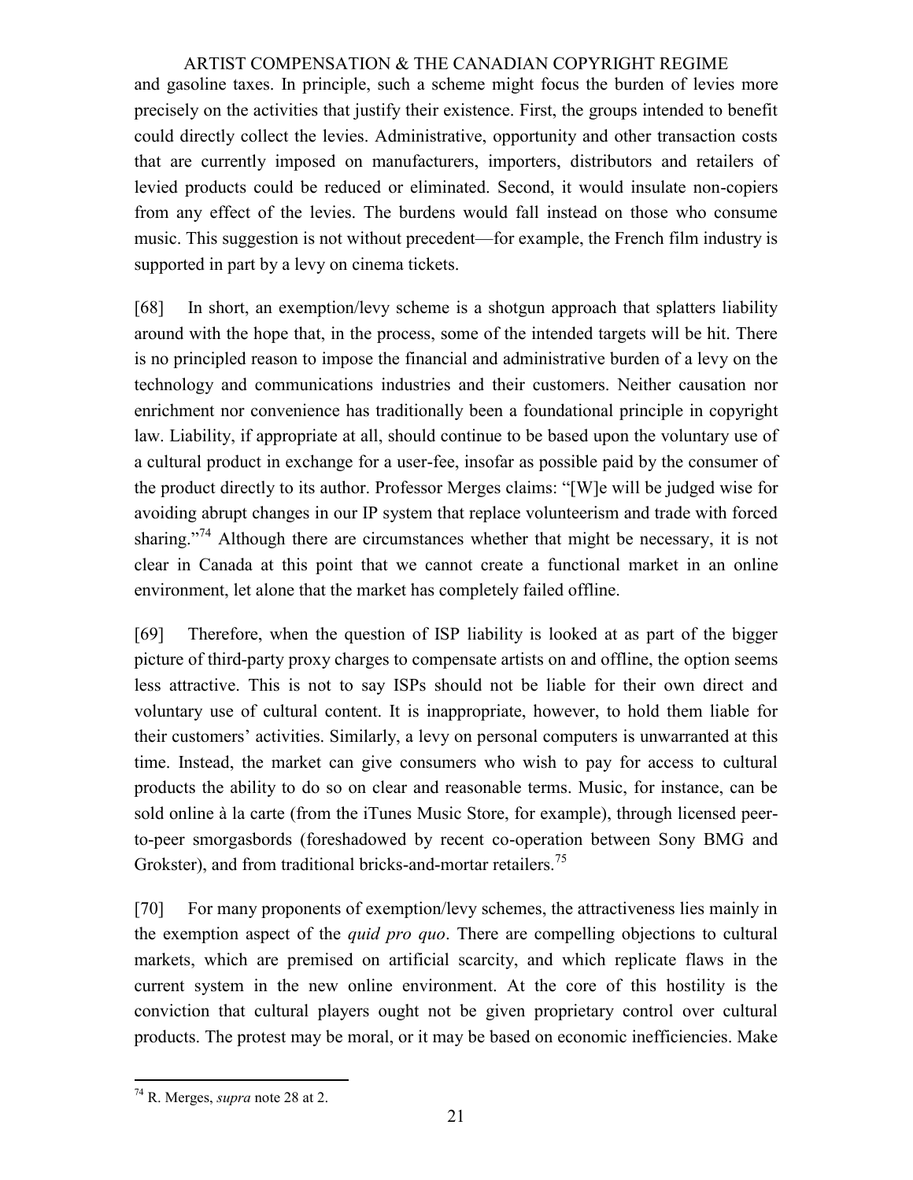and gasoline taxes. In principle, such a scheme might focus the burden of levies more precisely on the activities that justify their existence. First, the groups intended to benefit could directly collect the levies. Administrative, opportunity and other transaction costs that are currently imposed on manufacturers, importers, distributors and retailers of levied products could be reduced or eliminated. Second, it would insulate non-copiers from any effect of the levies. The burdens would fall instead on those who consume music. This suggestion is not without precedent—for example, the French film industry is supported in part by a levy on cinema tickets.

[68] In short, an exemption/levy scheme is a shotgun approach that splatters liability around with the hope that, in the process, some of the intended targets will be hit. There is no principled reason to impose the financial and administrative burden of a levy on the technology and communications industries and their customers. Neither causation nor enrichment nor convenience has traditionally been a foundational principle in copyright law. Liability, if appropriate at all, should continue to be based upon the voluntary use of a cultural product in exchange for a user-fee, insofar as possible paid by the consumer of the product directly to its author. Professor Merges claims: "[W]e will be judged wise for avoiding abrupt changes in our IP system that replace volunteerism and trade with forced sharing."[74] Although there are circumstances whether that might be necessary, it is not clear in Canada at this point that we cannot create a functional market in an online environment, let alone that the market has completely failed offline.

[69] Therefore, when the question of ISP liability is looked at as part of the bigger picture of third-party proxy charges to compensate artists on and offline, the option seems less attractive. This is not to say ISPs should not be liable for their own direct and voluntary use of cultural content. It is inappropriate, however, to hold them liable for their customers' activities. Similarly, a levy on personal computers is unwarranted at this time. Instead, the market can give consumers who wish to pay for access to cultural products the ability to do so on clear and reasonable terms. Music, for instance, can be sold online à la carte (from the iTunes Music Store, for example), through licensed peer-to-peer smorgasbords (foreshadowed by recent co-operation between Sony BMG and Grokster), and from traditional bricks-and-mortar retailers.[75]

[70] For many proponents of exemption/levy schemes, the attractiveness lies mainly in the exemption aspect of the *quid pro quo*. There are compelling objections to cultural markets, which are premised on artificial scarcity, and which replicate flaws in the current system in the new online environment. At the core of this hostility is the conviction that cultural players ought not be given proprietary control over cultural products. The protest may be moral, or it may be based on economic inefficiencies. Make

[74] R. Merges, *supra* note 28 at 2.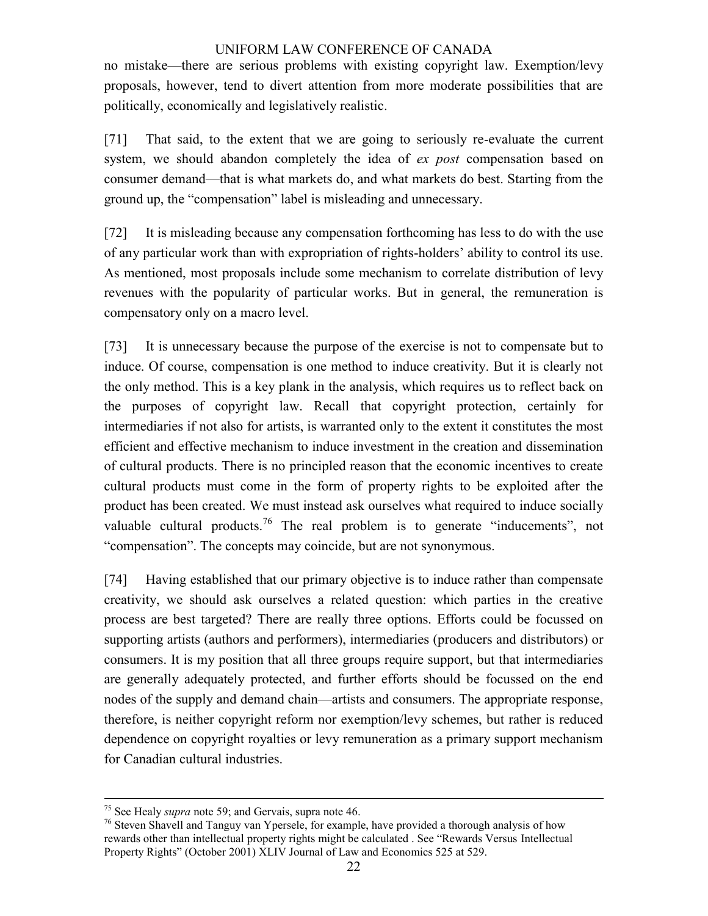no mistake—there are serious problems with existing copyright law. Exemption/levy proposals, however, tend to divert attention from more moderate possibilities that are politically, economically and legislatively realistic.

[71] That said, to the extent that we are going to seriously re-evaluate the current system, we should abandon completely the idea of *ex post* compensation based on consumer demand—that is what markets do, and what markets do best. Starting from the ground up, the "compensation" label is misleading and unnecessary.

[72] It is misleading because any compensation forthcoming has less to do with the use of any particular work than with expropriation of rights-holders' ability to control its use. As mentioned, most proposals include some mechanism to correlate distribution of levy revenues with the popularity of particular works. But in general, the remuneration is compensatory only on a macro level.

[73] It is unnecessary because the purpose of the exercise is not to compensate but to induce. Of course, compensation is one method to induce creativity. But it is clearly not the only method. This is a key plank in the analysis, which requires us to reflect back on the purposes of copyright law. Recall that copyright protection, certainly for intermediaries if not also for artists, is warranted only to the extent it constitutes the most efficient and effective mechanism to induce investment in the creation and dissemination of cultural products. There is no principled reason that the economic incentives to create cultural products must come in the form of property rights to be exploited after the product has been created. We must instead ask ourselves what required to induce socially valuable cultural products.[76] The real problem is to generate "inducements", not "compensation". The concepts may coincide, but are not synonymous.

[74] Having established that our primary objective is to induce rather than compensate creativity, we should ask ourselves a related question: which parties in the creative process are best targeted? There are really three options. Efforts could be focussed on supporting artists (authors and performers), intermediaries (producers and distributors) or consumers. It is my position that all three groups require support, but that intermediaries are generally adequately protected, and further efforts should be focussed on the end nodes of the supply and demand chain—artists and consumers. The appropriate response, therefore, is neither copyright reform nor exemption/levy schemes, but rather is reduced dependence on copyright royalties or levy remuneration as a primary support mechanism for Canadian cultural industries.

---

[75] See Healy *supra* note 59; and Gervais, supra note 46.

[76] Steven Shavell and Tanguy van Ypersele, for example, have provided a thorough analysis of how rewards other than intellectual property rights might be calculated . See "Rewards Versus Intellectual Property Rights" (October 2001) XLIV Journal of Law and Economics 525 at 529.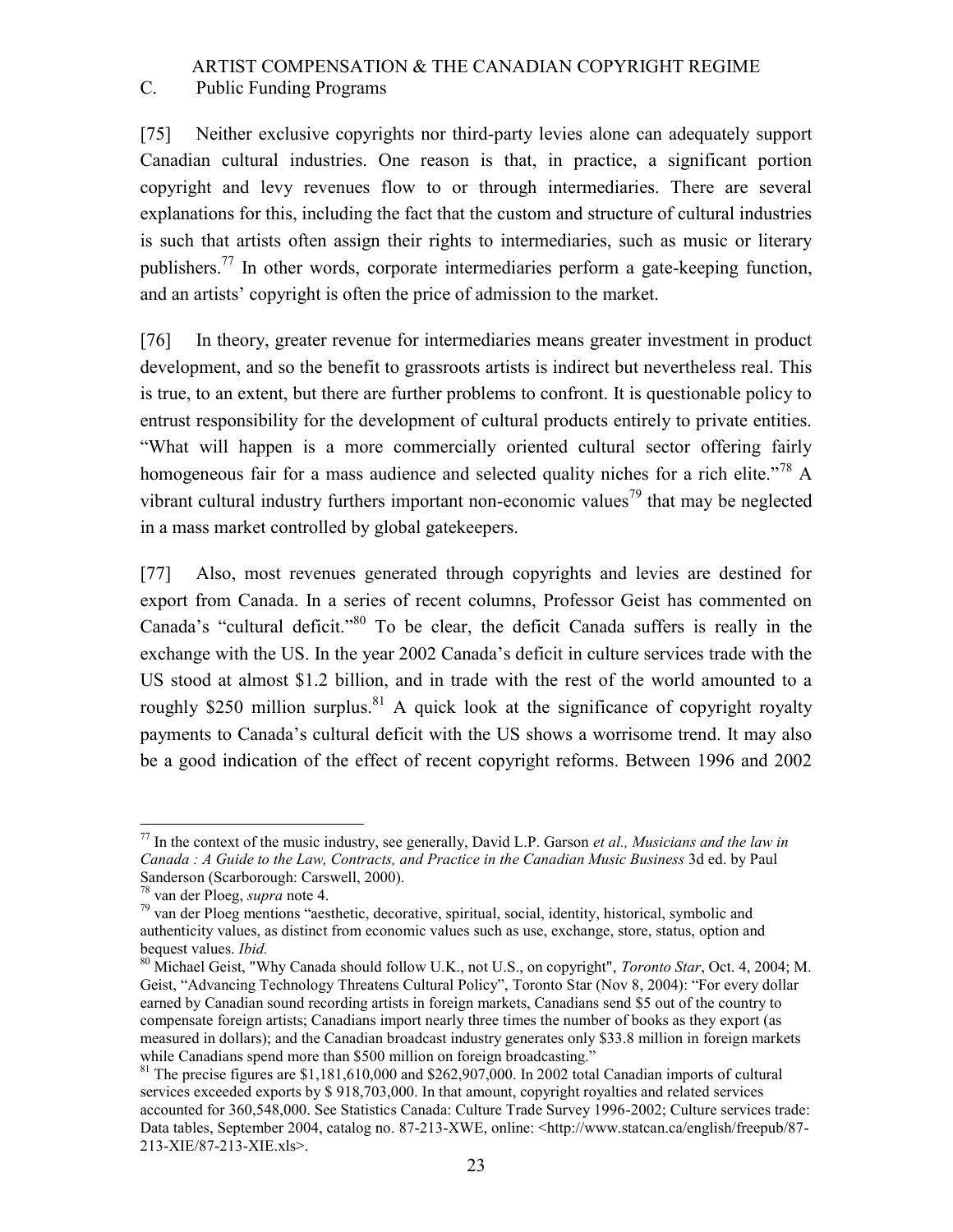## C. Public Funding Programs

[75] Neither exclusive copyrights nor third-party levies alone can adequately support Canadian cultural industries. One reason is that, in practice, a significant portion copyright and levy revenues flow to or through intermediaries. There are several explanations for this, including the fact that the custom and structure of cultural industries is such that artists often assign their rights to intermediaries, such as music or literary publishers.[77] In other words, corporate intermediaries perform a gate-keeping function, and an artists' copyright is often the price of admission to the market.

[76] In theory, greater revenue for intermediaries means greater investment in product development, and so the benefit to grassroots artists is indirect but nevertheless real. This is true, to an extent, but there are further problems to confront. It is questionable policy to entrust responsibility for the development of cultural products entirely to private entities. "What will happen is a more commercially oriented cultural sector offering fairly homogeneous fair for a mass audience and selected quality niches for a rich elite."[78] A vibrant cultural industry furthers important non-economic values[79] that may be neglected in a mass market controlled by global gatekeepers.

[77] Also, most revenues generated through copyrights and levies are destined for export from Canada. In a series of recent columns, Professor Geist has commented on Canada's "cultural deficit."[80] To be clear, the deficit Canada suffers is really in the exchange with the US. In the year 2002 Canada's deficit in culture services trade with the US stood at almost $1.2 billion, and in trade with the rest of the world amounted to a roughly $250 million surplus.[81] A quick look at the significance of copyright royalty payments to Canada's cultural deficit with the US shows a worrisome trend. It may also be a good indication of the effect of recent copyright reforms. Between 1996 and 2002

---

[77] In the context of the music industry, see generally, David L.P. Garson *et al., Musicians and the law in Canada : A Guide to the Law, Contracts, and Practice in the Canadian Music Business* 3d ed. by Paul Sanderson (Scarborough: Carswell, 2000).

[78] van der Ploeg, *supra* note 4.

[79] van der Ploeg mentions "aesthetic, decorative, spiritual, social, identity, historical, symbolic and authenticity values, as distinct from economic values such as use, exchange, store, status, option and bequest values. *Ibid.*

[80] Michael Geist, "Why Canada should follow U.K., not U.S., on copyright", *Toronto Star*, Oct. 4, 2004; M. Geist, "Advancing Technology Threatens Cultural Policy", Toronto Star (Nov 8, 2004): "For every dollar earned by Canadian sound recording artists in foreign markets, Canadians send $5 out of the country to compensate foreign artists; Canadians import nearly three times the number of books as they export (as measured in dollars); and the Canadian broadcast industry generates only $33.8 million in foreign markets while Canadians spend more than $500 million on foreign broadcasting."

[81] The precise figures are $1,181,610,000 and $262,907,000. In 2002 total Canadian imports of cultural services exceeded exports by $ 918,703,000. In that amount, copyright royalties and related services accounted for 360,548,000. See Statistics Canada: Culture Trade Survey 1996-2002; Culture services trade: Data tables, September 2004, catalog no. 87-213-XWE, online: <http://www.statcan.ca/english/freepub/87-213-XIE/87-213-XIE.xls>.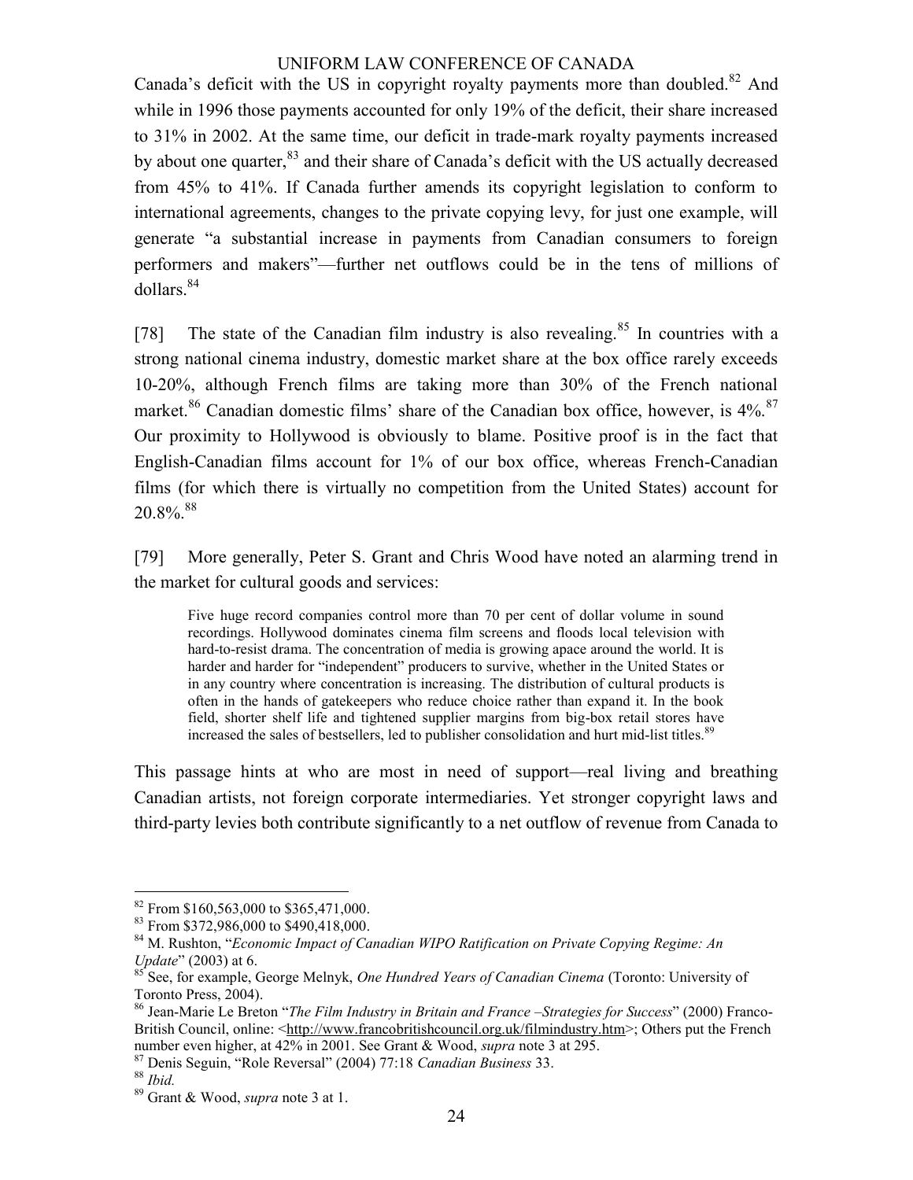Canada's deficit with the US in copyright royalty payments more than doubled.[82] And while in 1996 those payments accounted for only 19% of the deficit, their share increased to 31% in 2002. At the same time, our deficit in trade-mark royalty payments increased by about one quarter,[83] and their share of Canada's deficit with the US actually decreased from 45% to 41%. If Canada further amends its copyright legislation to conform to international agreements, changes to the private copying levy, for just one example, will generate "a substantial increase in payments from Canadian consumers to foreign performers and makers"—further net outflows could be in the tens of millions of dollars.[84]

[78] The state of the Canadian film industry is also revealing.[85] In countries with a strong national cinema industry, domestic market share at the box office rarely exceeds 10-20%, although French films are taking more than 30% of the French national market.[86] Canadian domestic films' share of the Canadian box office, however, is 4%.[87] Our proximity to Hollywood is obviously to blame. Positive proof is in the fact that English-Canadian films account for 1% of our box office, whereas French-Canadian films (for which there is virtually no competition from the United States) account for 20.8%.[88]

[79] More generally, Peter S. Grant and Chris Wood have noted an alarming trend in the market for cultural goods and services:

> Five huge record companies control more than 70 per cent of dollar volume in sound recordings. Hollywood dominates cinema film screens and floods local television with hard-to-resist drama. The concentration of media is growing apace around the world. It is harder and harder for "independent" producers to survive, whether in the United States or in any country where concentration is increasing. The distribution of cultural products is often in the hands of gatekeepers who reduce choice rather than expand it. In the book field, shorter shelf life and tightened supplier margins from big-box retail stores have increased the sales of bestsellers, led to publisher consolidation and hurt mid-list titles.[89]

This passage hints at who are most in need of support—real living and breathing Canadian artists, not foreign corporate intermediaries. Yet stronger copyright laws and third-party levies both contribute significantly to a net outflow of revenue from Canada to

---

[82] From $160,563,000 to $365,471,000.

[83] From $372,986,000 to $490,418,000.

[84] M. Rushton, "*Economic Impact of Canadian WIPO Ratification on Private Copying Regime: An Update*" (2003) at 6.

[85] See, for example, George Melnyk, *One Hundred Years of Canadian Cinema* (Toronto: University of Toronto Press, 2004).

[86] Jean-Marie Le Breton "*The Film Industry in Britain and France –Strategies for Success*" (2000) Franco-British Council, online: <http://www.francobritishcouncil.org.uk/filmindustry.htm>; Others put the French number even higher, at 42% in 2001. See Grant & Wood, *supra* note 3 at 295.

[87] Denis Seguin, "Role Reversal" (2004) 77:18 *Canadian Business* 33.

[88] *Ibid.*

[89] Grant & Wood, *supra* note 3 at 1.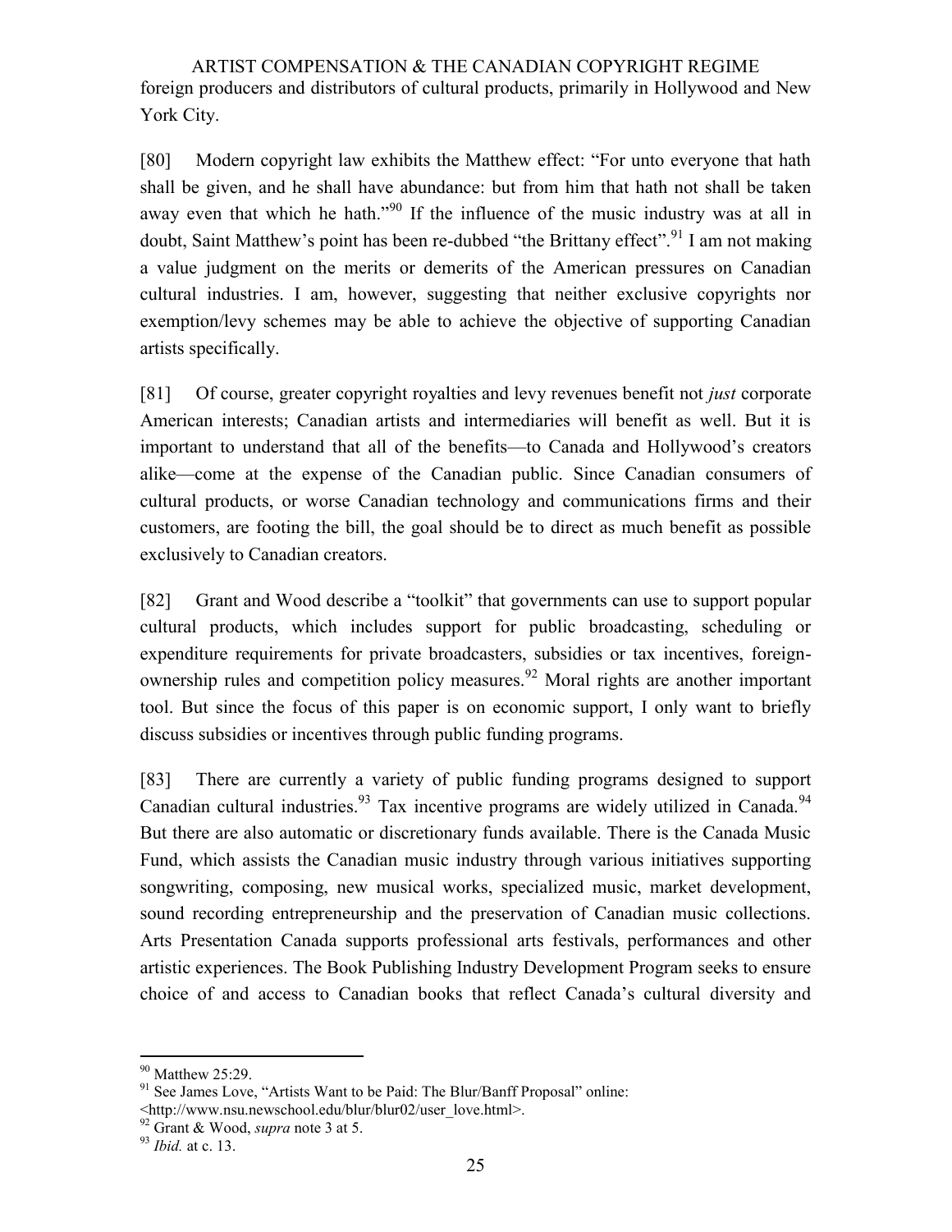foreign producers and distributors of cultural products, primarily in Hollywood and New York City.

[80] Modern copyright law exhibits the Matthew effect: "For unto everyone that hath shall be given, and he shall have abundance: but from him that hath not shall be taken away even that which he hath."[90] If the influence of the music industry was at all in doubt, Saint Matthew's point has been re-dubbed "the Brittany effect".[91] I am not making a value judgment on the merits or demerits of the American pressures on Canadian cultural industries. I am, however, suggesting that neither exclusive copyrights nor exemption/levy schemes may be able to achieve the objective of supporting Canadian artists specifically.

[81] Of course, greater copyright royalties and levy revenues benefit not *just* corporate American interests; Canadian artists and intermediaries will benefit as well. But it is important to understand that all of the benefits—to Canada and Hollywood's creators alike—come at the expense of the Canadian public. Since Canadian consumers of cultural products, or worse Canadian technology and communications firms and their customers, are footing the bill, the goal should be to direct as much benefit as possible exclusively to Canadian creators.

[82] Grant and Wood describe a "toolkit" that governments can use to support popular cultural products, which includes support for public broadcasting, scheduling or expenditure requirements for private broadcasters, subsidies or tax incentives, foreign-ownership rules and competition policy measures.[92] Moral rights are another important tool. But since the focus of this paper is on economic support, I only want to briefly discuss subsidies or incentives through public funding programs.

[83] There are currently a variety of public funding programs designed to support Canadian cultural industries.[93] Tax incentive programs are widely utilized in Canada.[94] But there are also automatic or discretionary funds available. There is the Canada Music Fund, which assists the Canadian music industry through various initiatives supporting songwriting, composing, new musical works, specialized music, market development, sound recording entrepreneurship and the preservation of Canadian music collections. Arts Presentation Canada supports professional arts festivals, performances and other artistic experiences. The Book Publishing Industry Development Program seeks to ensure choice of and access to Canadian books that reflect Canada's cultural diversity and

---

[90] Matthew 25:29.

[91] See James Love, "Artists Want to be Paid: The Blur/Banff Proposal" online: <http://www.nsu.newschool.edu/blur/blur02/user_love.html>.

[92] Grant & Wood, *supra* note 3 at 5.

[93] *Ibid.* at c. 13.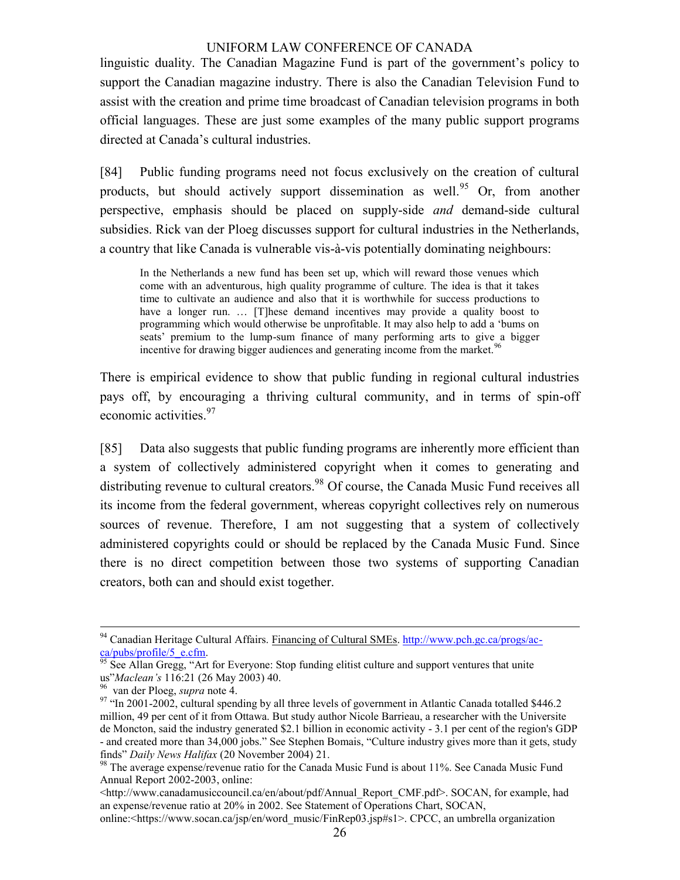linguistic duality. The Canadian Magazine Fund is part of the government's policy to support the Canadian magazine industry. There is also the Canadian Television Fund to assist with the creation and prime time broadcast of Canadian television programs in both official languages. These are just some examples of the many public support programs directed at Canada's cultural industries.

[84] Public funding programs need not focus exclusively on the creation of cultural products, but should actively support dissemination as well.[95] Or, from another perspective, emphasis should be placed on supply-side *and* demand-side cultural subsidies. Rick van der Ploeg discusses support for cultural industries in the Netherlands, a country that like Canada is vulnerable vis-à-vis potentially dominating neighbours:

> In the Netherlands a new fund has been set up, which will reward those venues which come with an adventurous, high quality programme of culture. The idea is that it takes time to cultivate an audience and also that it is worthwhile for success productions to have a longer run. … [T]hese demand incentives may provide a quality boost to programming which would otherwise be unprofitable. It may also help to add a 'bums on seats' premium to the lump-sum finance of many performing arts to give a bigger incentive for drawing bigger audiences and generating income from the market.[96]

There is empirical evidence to show that public funding in regional cultural industries pays off, by encouraging a thriving cultural community, and in terms of spin-off economic activities.[97]

[85] Data also suggests that public funding programs are inherently more efficient than a system of collectively administered copyright when it comes to generating and distributing revenue to cultural creators.[98] Of course, the Canada Music Fund receives all its income from the federal government, whereas copyright collectives rely on numerous sources of revenue. Therefore, I am not suggesting that a system of collectively administered copyrights could or should be replaced by the Canada Music Fund. Since there is no direct competition between those two systems of supporting Canadian creators, both can and should exist together.

---

[94] Canadian Heritage Cultural Affairs. Financing of Cultural SMEs. http://www.pch.gc.ca/progs/ac-ca/pubs/profile/5_e.cfm.

[95] See Allan Gregg, "Art for Everyone: Stop funding elitist culture and support ventures that unite us"*Maclean's* 116:21 (26 May 2003) 40.

[96] van der Ploeg, *supra* note 4.

[97] "In 2001-2002, cultural spending by all three levels of government in Atlantic Canada totalled $446.2 million, 49 per cent of it from Ottawa. But study author Nicole Barrieau, a researcher with the Universite de Moncton, said the industry generated $2.1 billion in economic activity - 3.1 per cent of the region's GDP - and created more than 34,000 jobs." See Stephen Bomais, "Culture industry gives more than it gets, study finds" *Daily News Halifax* (20 November 2004) 21.

[98] The average expense/revenue ratio for the Canada Music Fund is about 11%. See Canada Music Fund Annual Report 2002-2003, online: <http://www.canadamusiccouncil.ca/en/about/pdf/Annual_Report_CMF.pdf>. SOCAN, for example, had an expense/revenue ratio at 20% in 2002. See Statement of Operations Chart, SOCAN, online:<https://www.socan.ca/jsp/en/word_music/FinRep03.jsp#s1>. CPCC, an umbrella organization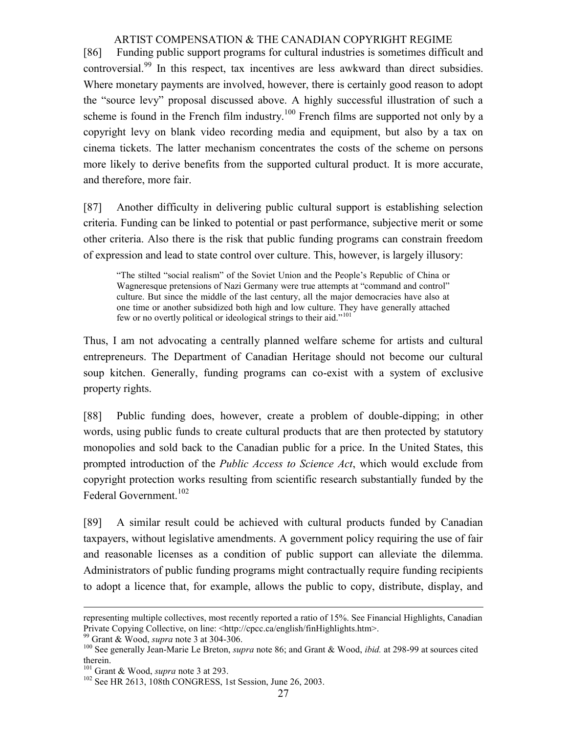[86] Funding public support programs for cultural industries is sometimes difficult and controversial.[99] In this respect, tax incentives are less awkward than direct subsidies. Where monetary payments are involved, however, there is certainly good reason to adopt the "source levy" proposal discussed above. A highly successful illustration of such a scheme is found in the French film industry.[100] French films are supported not only by a copyright levy on blank video recording media and equipment, but also by a tax on cinema tickets. The latter mechanism concentrates the costs of the scheme on persons more likely to derive benefits from the supported cultural product. It is more accurate, and therefore, more fair.

[87] Another difficulty in delivering public cultural support is establishing selection criteria. Funding can be linked to potential or past performance, subjective merit or some other criteria. Also there is the risk that public funding programs can constrain freedom of expression and lead to state control over culture. This, however, is largely illusory:

> "The stilted "social realism" of the Soviet Union and the People's Republic of China or Wagneresque pretensions of Nazi Germany were true attempts at "command and control" culture. But since the middle of the last century, all the major democracies have also at one time or another subsidized both high and low culture. They have generally attached few or no overtly political or ideological strings to their aid."[101]

Thus, I am not advocating a centrally planned welfare scheme for artists and cultural entrepreneurs. The Department of Canadian Heritage should not become our cultural soup kitchen. Generally, funding programs can co-exist with a system of exclusive property rights.

[88] Public funding does, however, create a problem of double-dipping; in other words, using public funds to create cultural products that are then protected by statutory monopolies and sold back to the Canadian public for a price. In the United States, this prompted introduction of the *Public Access to Science Act*, which would exclude from copyright protection works resulting from scientific research substantially funded by the Federal Government.[102]

[89] A similar result could be achieved with cultural products funded by Canadian taxpayers, without legislative amendments. A government policy requiring the use of fair and reasonable licenses as a condition of public support can alleviate the dilemma. Administrators of public funding programs might contractually require funding recipients to adopt a licence that, for example, allows the public to copy, distribute, display, and

---

representing multiple collectives, most recently reported a ratio of 15%. See Financial Highlights, Canadian Private Copying Collective, on line: <http://cpcc.ca/english/finHighlights.htm>.

[99] Grant & Wood, *supra* note 3 at 304-306.

[100] See generally Jean-Marie Le Breton, *supra* note 86; and Grant & Wood, *ibid.* at 298-99 at sources cited therein.

[101] Grant & Wood, *supra* note 3 at 293.

[102] See HR 2613, 108th CONGRESS, 1st Session, June 26, 2003.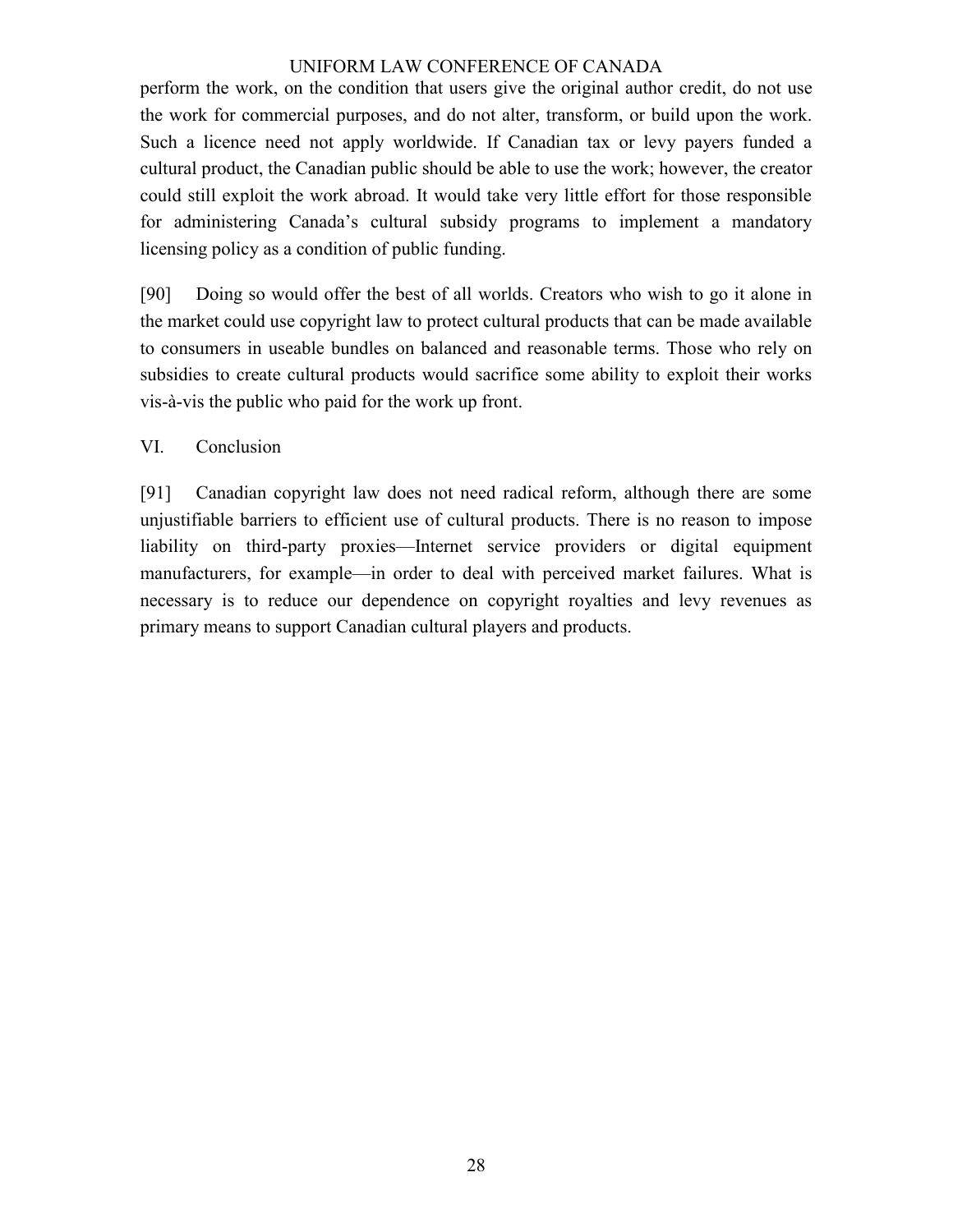perform the work, on the condition that users give the original author credit, do not use the work for commercial purposes, and do not alter, transform, or build upon the work. Such a licence need not apply worldwide. If Canadian tax or levy payers funded a cultural product, the Canadian public should be able to use the work; however, the creator could still exploit the work abroad. It would take very little effort for those responsible for administering Canada's cultural subsidy programs to implement a mandatory licensing policy as a condition of public funding.

[90] Doing so would offer the best of all worlds. Creators who wish to go it alone in the market could use copyright law to protect cultural products that can be made available to consumers in useable bundles on balanced and reasonable terms. Those who rely on subsidies to create cultural products would sacrifice some ability to exploit their works vis-à-vis the public who paid for the work up front.

## VI. Conclusion

[91] Canadian copyright law does not need radical reform, although there are some unjustifiable barriers to efficient use of cultural products. There is no reason to impose liability on third-party proxies—Internet service providers or digital equipment manufacturers, for example—in order to deal with perceived market failures. What is necessary is to reduce our dependence on copyright royalties and levy revenues as primary means to support Canadian cultural players and products.